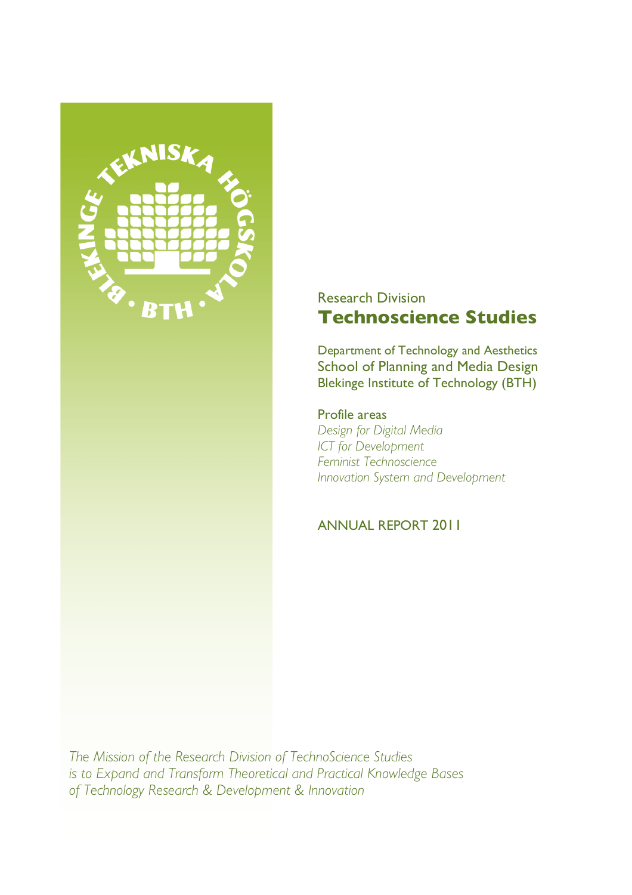Research Division

# Technoscience Studies

Department of Technology and Aesthetics
School of Planning and Media Design
Blekinge Institute of Technology (BTH)

Profile areas
*Design for Digital Media*
*ICT for Development*
*Feminist Technoscience*
*Innovation System and Development*

ANNUAL REPORT 2011

*The Mission of the Research Division of TechnoScience Studies is to Expand and Transform Theoretical and Practical Knowledge Bases of Technology Research & Development & Innovation*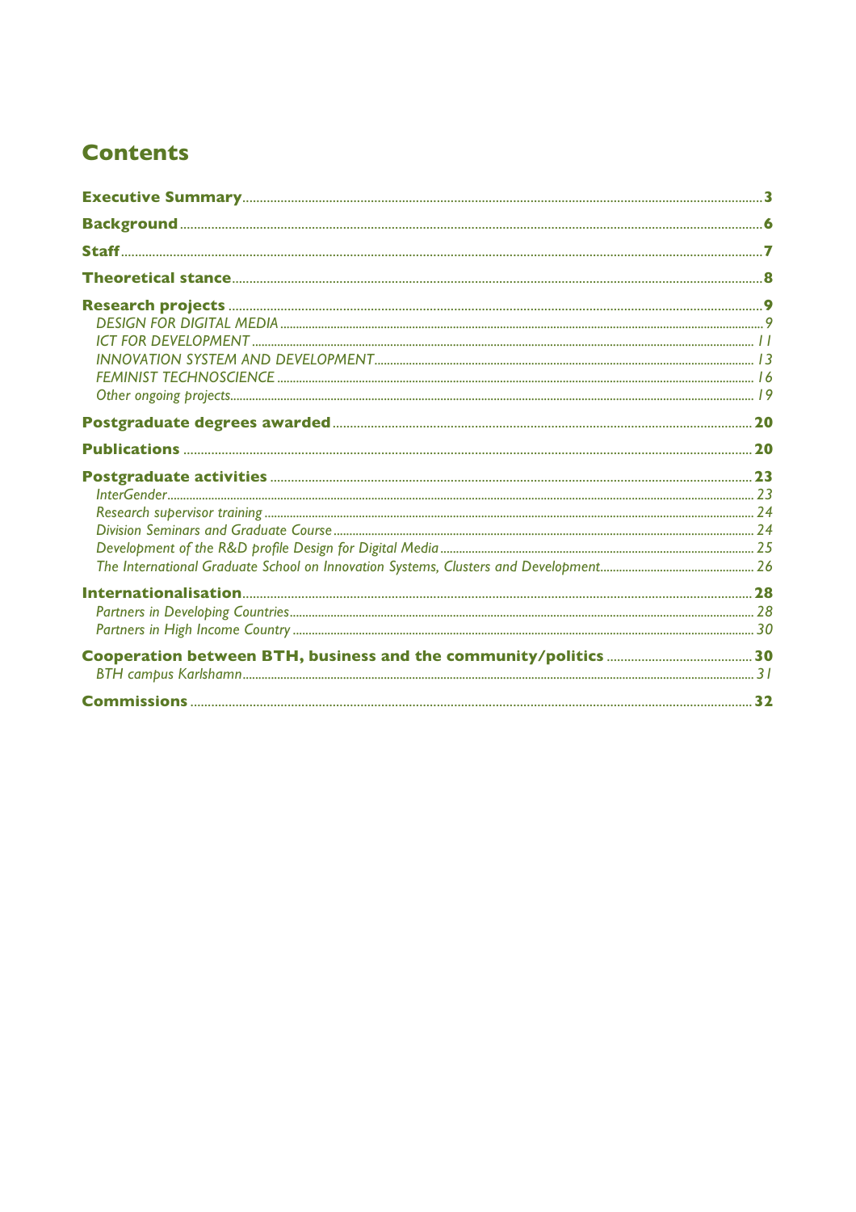# Contents

**Executive Summary** .......... 3

**Background** .......... 6

**Staff** .......... 7

**Theoretical stance** .......... 8

**Research projects** .......... 9

*DESIGN FOR DIGITAL MEDIA* .......... 9

*ICT FOR DEVELOPMENT* .......... 11

*INNOVATION SYSTEM AND DEVELOPMENT* .......... 13

*FEMINIST TECHNOSCIENCE* .......... 16

*Other ongoing projects* .......... 19

**Postgraduate degrees awarded** .......... 20

**Publications** .......... 20

**Postgraduate activities** .......... 23

*InterGender* .......... 23

*Research supervisor training* .......... 24

*Division Seminars and Graduate Course* .......... 24

*Development of the R&D profile Design for Digital Media* .......... 25

*The International Graduate School on Innovation Systems, Clusters and Development* .......... 26

**Internationalisation** .......... 28

*Partners in Developing Countries* .......... 28

*Partners in High Income Country* .......... 30

**Cooperation between BTH, business and the community/politics** .......... 30

*BTH campus Karlshamn* .......... 31

**Commissions** .......... 32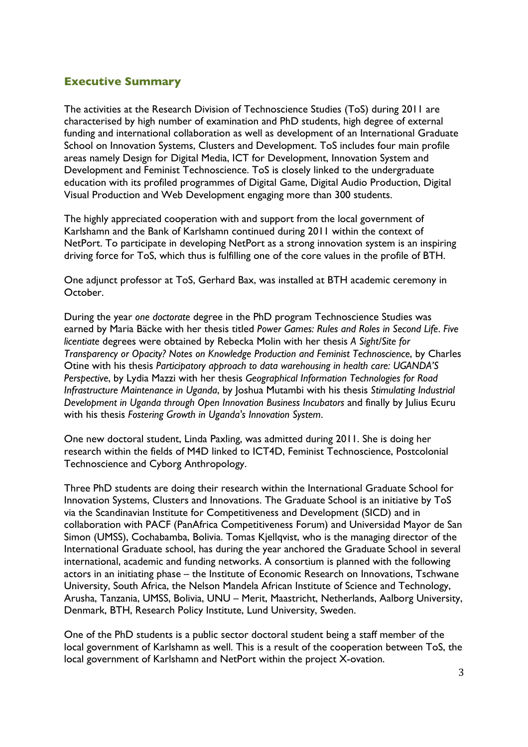## Executive Summary

The activities at the Research Division of Technoscience Studies (ToS) during 2011 are characterised by high number of examination and PhD students, high degree of external funding and international collaboration as well as development of an International Graduate School on Innovation Systems, Clusters and Development. ToS includes four main profile areas namely Design for Digital Media, ICT for Development, Innovation System and Development and Feminist Technoscience. ToS is closely linked to the undergraduate education with its profiled programmes of Digital Game, Digital Audio Production, Digital Visual Production and Web Development engaging more than 300 students.

The highly appreciated cooperation with and support from the local government of Karlshamn and the Bank of Karlshamn continued during 2011 within the context of NetPort. To participate in developing NetPort as a strong innovation system is an inspiring driving force for ToS, which thus is fulfilling one of the core values in the profile of BTH.

One adjunct professor at ToS, Gerhard Bax, was installed at BTH academic ceremony in October.

During the year *one doctorate* degree in the PhD program Technoscience Studies was earned by Maria Bäcke with her thesis titled *Power Games: Rules and Roles in Second Life*. *Five licentiate* degrees were obtained by Rebecka Molin with her thesis *A Sight/Site for Transparency or Opacity? Notes on Knowledge Production and Feminist Technoscience*, by Charles Otine with his thesis *Participatory approach to data warehousing in health care: UGANDA'S Perspective*, by Lydia Mazzi with her thesis *Geographical Information Technologies for Road Infrastructure Maintenance in Uganda*, by Joshua Mutambi with his thesis *Stimulating Industrial Development in Uganda through Open Innovation Business Incubators* and finally by Julius Ecuru with his thesis *Fostering Growth in Uganda's Innovation System*.

One new doctoral student, Linda Paxling, was admitted during 2011. She is doing her research within the fields of M4D linked to ICT4D, Feminist Technoscience, Postcolonial Technoscience and Cyborg Anthropology.

Three PhD students are doing their research within the International Graduate School for Innovation Systems, Clusters and Innovations. The Graduate School is an initiative by ToS via the Scandinavian Institute for Competitiveness and Development (SICD) and in collaboration with PACF (PanAfrica Competitiveness Forum) and Universidad Mayor de San Simon (UMSS), Cochabamba, Bolivia. Tomas Kjellqvist, who is the managing director of the International Graduate school, has during the year anchored the Graduate School in several international, academic and funding networks. A consortium is planned with the following actors in an initiating phase – the Institute of Economic Research on Innovations, Tschwane University, South Africa, the Nelson Mandela African Institute of Science and Technology, Arusha, Tanzania, UMSS, Bolivia, UNU – Merit, Maastricht, Netherlands, Aalborg University, Denmark, BTH, Research Policy Institute, Lund University, Sweden.

One of the PhD students is a public sector doctoral student being a staff member of the local government of Karlshamn as well. This is a result of the cooperation between ToS, the local government of Karlshamn and NetPort within the project X-ovation.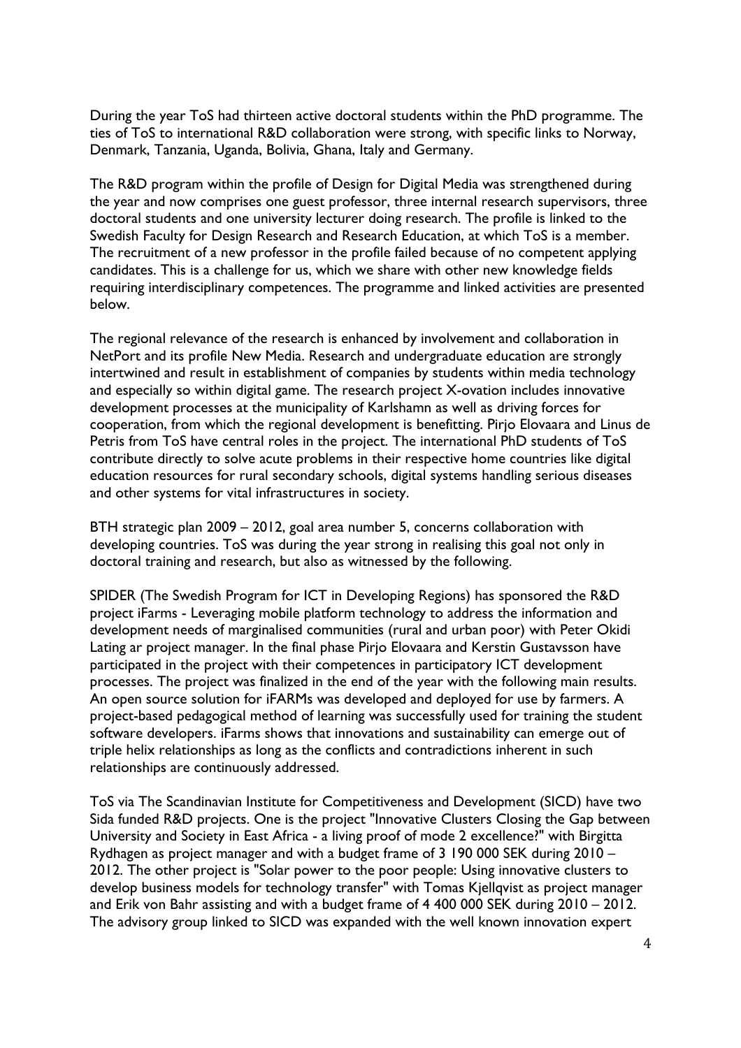During the year ToS had thirteen active doctoral students within the PhD programme. The ties of ToS to international R&D collaboration were strong, with specific links to Norway, Denmark, Tanzania, Uganda, Bolivia, Ghana, Italy and Germany.

The R&D program within the profile of Design for Digital Media was strengthened during the year and now comprises one guest professor, three internal research supervisors, three doctoral students and one university lecturer doing research. The profile is linked to the Swedish Faculty for Design Research and Research Education, at which ToS is a member. The recruitment of a new professor in the profile failed because of no competent applying candidates. This is a challenge for us, which we share with other new knowledge fields requiring interdisciplinary competences. The programme and linked activities are presented below.

The regional relevance of the research is enhanced by involvement and collaboration in NetPort and its profile New Media. Research and undergraduate education are strongly intertwined and result in establishment of companies by students within media technology and especially so within digital game. The research project X-ovation includes innovative development processes at the municipality of Karlshamn as well as driving forces for cooperation, from which the regional development is benefitting. Pirjo Elovaara and Linus de Petris from ToS have central roles in the project. The international PhD students of ToS contribute directly to solve acute problems in their respective home countries like digital education resources for rural secondary schools, digital systems handling serious diseases and other systems for vital infrastructures in society.

BTH strategic plan 2009 – 2012, goal area number 5, concerns collaboration with developing countries. ToS was during the year strong in realising this goal not only in doctoral training and research, but also as witnessed by the following.

SPIDER (The Swedish Program for ICT in Developing Regions) has sponsored the R&D project iFarms - Leveraging mobile platform technology to address the information and development needs of marginalised communities (rural and urban poor) with Peter Okidi Lating ar project manager. In the final phase Pirjo Elovaara and Kerstin Gustavsson have participated in the project with their competences in participatory ICT development processes. The project was finalized in the end of the year with the following main results. An open source solution for iFARMs was developed and deployed for use by farmers. A project-based pedagogical method of learning was successfully used for training the student software developers. iFarms shows that innovations and sustainability can emerge out of triple helix relationships as long as the conflicts and contradictions inherent in such relationships are continuously addressed.

ToS via The Scandinavian Institute for Competitiveness and Development (SICD) have two Sida funded R&D projects. One is the project "Innovative Clusters Closing the Gap between University and Society in East Africa - a living proof of mode 2 excellence?" with Birgitta Rydhagen as project manager and with a budget frame of 3 190 000 SEK during 2010 – 2012. The other project is "Solar power to the poor people: Using innovative clusters to develop business models for technology transfer" with Tomas Kjellqvist as project manager and Erik von Bahr assisting and with a budget frame of 4 400 000 SEK during 2010 – 2012. The advisory group linked to SICD was expanded with the well known innovation expert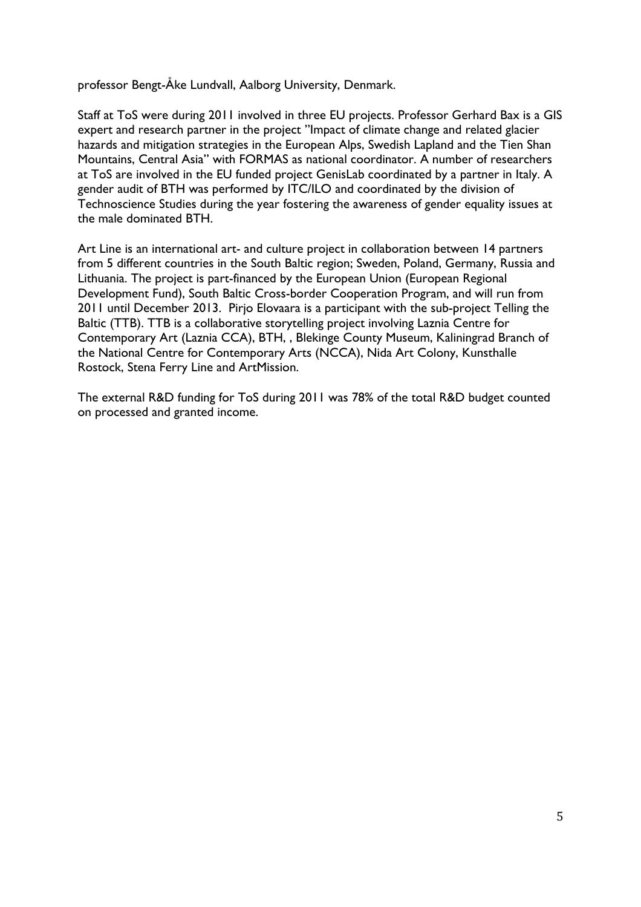professor Bengt-Åke Lundvall, Aalborg University, Denmark.

Staff at ToS were during 2011 involved in three EU projects. Professor Gerhard Bax is a GIS expert and research partner in the project "Impact of climate change and related glacier hazards and mitigation strategies in the European Alps, Swedish Lapland and the Tien Shan Mountains, Central Asia" with FORMAS as national coordinator. A number of researchers at ToS are involved in the EU funded project GenisLab coordinated by a partner in Italy. A gender audit of BTH was performed by ITC/ILO and coordinated by the division of Technoscience Studies during the year fostering the awareness of gender equality issues at the male dominated BTH.

Art Line is an international art- and culture project in collaboration between 14 partners from 5 different countries in the South Baltic region; Sweden, Poland, Germany, Russia and Lithuania. The project is part-financed by the European Union (European Regional Development Fund), South Baltic Cross-border Cooperation Program, and will run from 2011 until December 2013. Pirjo Elovaara is a participant with the sub-project Telling the Baltic (TTB). TTB is a collaborative storytelling project involving Laznia Centre for Contemporary Art (Laznia CCA), BTH, , Blekinge County Museum, Kaliningrad Branch of the National Centre for Contemporary Arts (NCCA), Nida Art Colony, Kunsthalle Rostock, Stena Ferry Line and ArtMission.

The external R&D funding for ToS during 2011 was 78% of the total R&D budget counted on processed and granted income.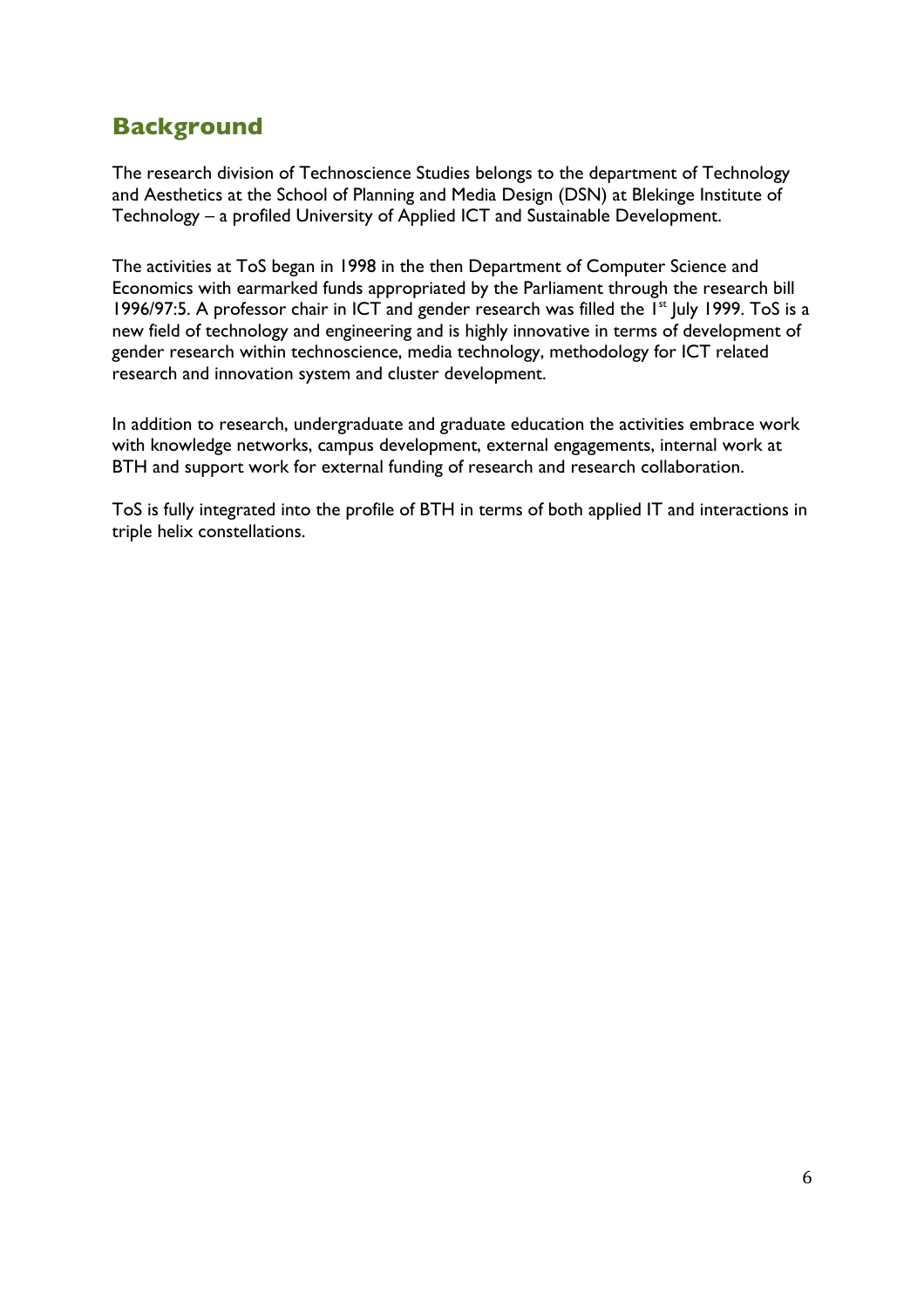## Background

The research division of Technoscience Studies belongs to the department of Technology and Aesthetics at the School of Planning and Media Design (DSN) at Blekinge Institute of Technology – a profiled University of Applied ICT and Sustainable Development.

The activities at ToS began in 1998 in the then Department of Computer Science and Economics with earmarked funds appropriated by the Parliament through the research bill 1996/97:5. A professor chair in ICT and gender research was filled the 1st July 1999. ToS is a new field of technology and engineering and is highly innovative in terms of development of gender research within technoscience, media technology, methodology for ICT related research and innovation system and cluster development.

In addition to research, undergraduate and graduate education the activities embrace work with knowledge networks, campus development, external engagements, internal work at BTH and support work for external funding of research and research collaboration.

ToS is fully integrated into the profile of BTH in terms of both applied IT and interactions in triple helix constellations.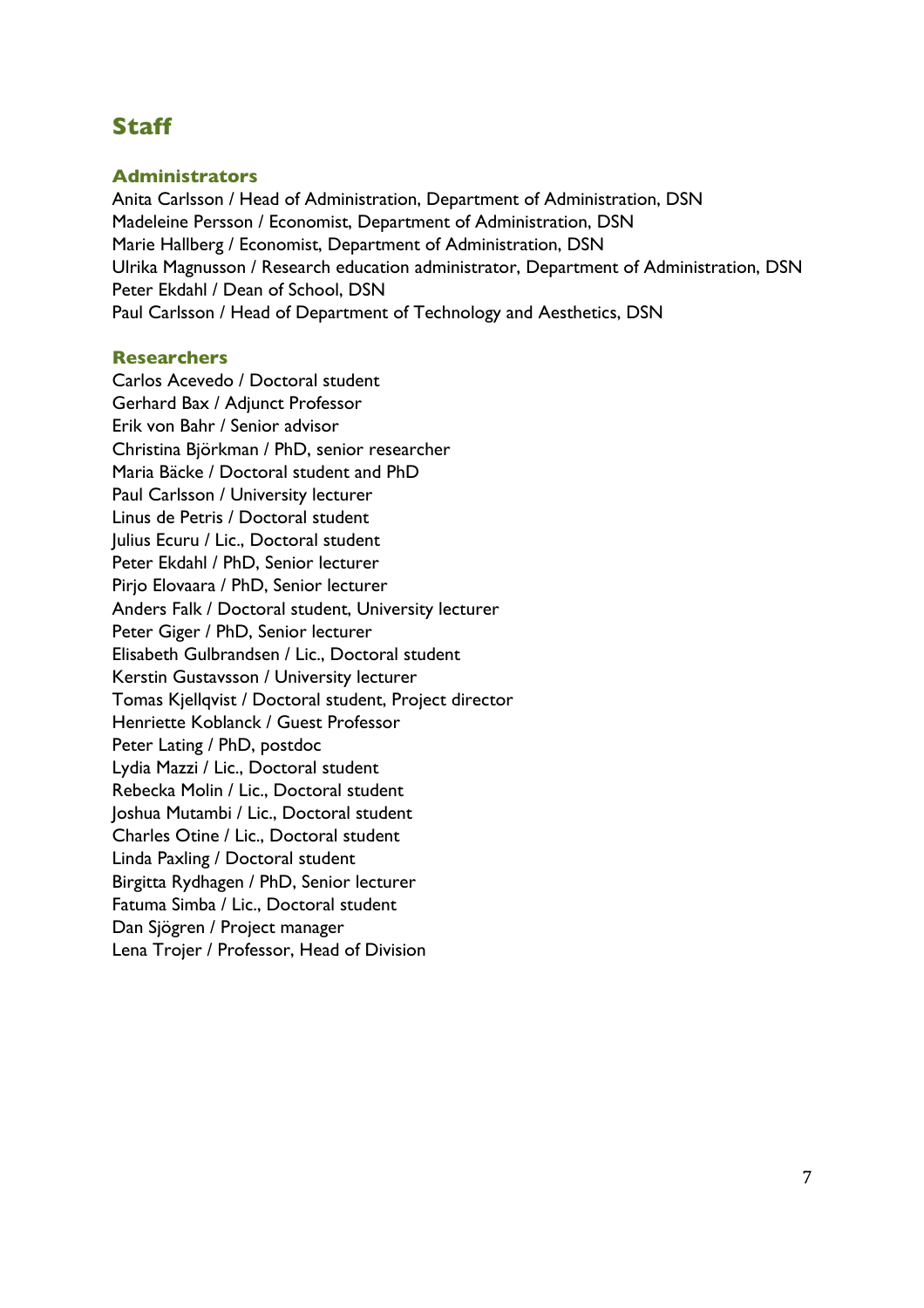# Staff

## Administrators

Anita Carlsson / Head of Administration, Department of Administration, DSN
Madeleine Persson / Economist, Department of Administration, DSN
Marie Hallberg / Economist, Department of Administration, DSN
Ulrika Magnusson / Research education administrator, Department of Administration, DSN
Peter Ekdahl / Dean of School, DSN
Paul Carlsson / Head of Department of Technology and Aesthetics, DSN

## Researchers

Carlos Acevedo / Doctoral student
Gerhard Bax / Adjunct Professor
Erik von Bahr / Senior advisor
Christina Björkman / PhD, senior researcher
Maria Bäcke / Doctoral student and PhD
Paul Carlsson / University lecturer
Linus de Petris / Doctoral student
Julius Ecuru / Lic., Doctoral student
Peter Ekdahl / PhD, Senior lecturer
Pirjo Elovaara / PhD, Senior lecturer
Anders Falk / Doctoral student, University lecturer
Peter Giger / PhD, Senior lecturer
Elisabeth Gulbrandsen / Lic., Doctoral student
Kerstin Gustavsson / University lecturer
Tomas Kjellqvist / Doctoral student, Project director
Henriette Koblanck / Guest Professor
Peter Lating / PhD, postdoc
Lydia Mazzi / Lic., Doctoral student
Rebecka Molin / Lic., Doctoral student
Joshua Mutambi / Lic., Doctoral student
Charles Otine / Lic., Doctoral student
Linda Paxling / Doctoral student
Birgitta Rydhagen / PhD, Senior lecturer
Fatuma Simba / Lic., Doctoral student
Dan Sjögren / Project manager
Lena Trojer / Professor, Head of Division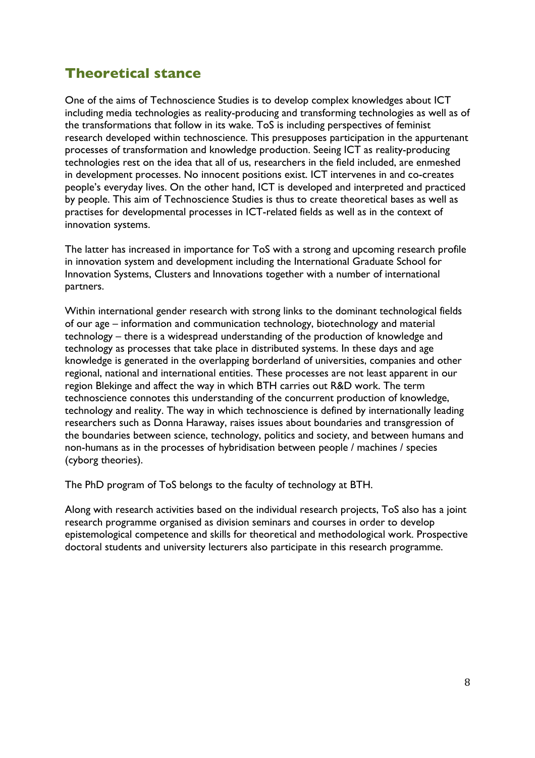## Theoretical stance

One of the aims of Technoscience Studies is to develop complex knowledges about ICT including media technologies as reality-producing and transforming technologies as well as of the transformations that follow in its wake. ToS is including perspectives of feminist research developed within technoscience. This presupposes participation in the appurtenant processes of transformation and knowledge production. Seeing ICT as reality-producing technologies rest on the idea that all of us, researchers in the field included, are enmeshed in development processes. No innocent positions exist. ICT intervenes in and co-creates people's everyday lives. On the other hand, ICT is developed and interpreted and practiced by people. This aim of Technoscience Studies is thus to create theoretical bases as well as practises for developmental processes in ICT-related fields as well as in the context of innovation systems.

The latter has increased in importance for ToS with a strong and upcoming research profile in innovation system and development including the International Graduate School for Innovation Systems, Clusters and Innovations together with a number of international partners.

Within international gender research with strong links to the dominant technological fields of our age – information and communication technology, biotechnology and material technology – there is a widespread understanding of the production of knowledge and technology as processes that take place in distributed systems. In these days and age knowledge is generated in the overlapping borderland of universities, companies and other regional, national and international entities. These processes are not least apparent in our region Blekinge and affect the way in which BTH carries out R&D work. The term technoscience connotes this understanding of the concurrent production of knowledge, technology and reality. The way in which technoscience is defined by internationally leading researchers such as Donna Haraway, raises issues about boundaries and transgression of the boundaries between science, technology, politics and society, and between humans and non-humans as in the processes of hybridisation between people / machines / species (cyborg theories).

The PhD program of ToS belongs to the faculty of technology at BTH.

Along with research activities based on the individual research projects, ToS also has a joint research programme organised as division seminars and courses in order to develop epistemological competence and skills for theoretical and methodological work. Prospective doctoral students and university lecturers also participate in this research programme.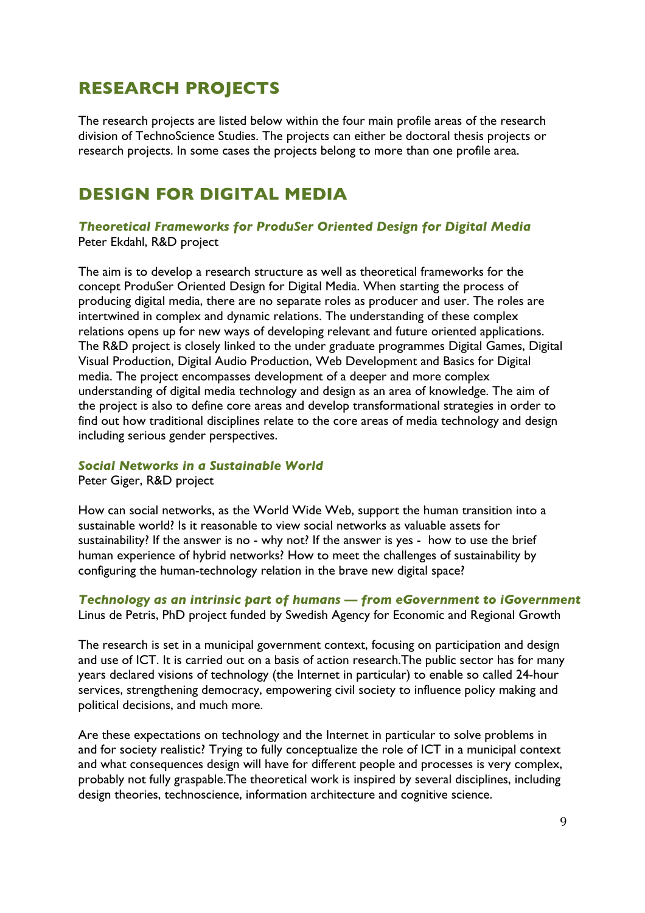# RESEARCH PROJECTS

The research projects are listed below within the four main profile areas of the research division of TechnoScience Studies. The projects can either be doctoral thesis projects or research projects. In some cases the projects belong to more than one profile area.

# DESIGN FOR DIGITAL MEDIA

### *Theoretical Frameworks for ProduSer Oriented Design for Digital Media*

Peter Ekdahl, R&D project

The aim is to develop a research structure as well as theoretical frameworks for the concept ProduSer Oriented Design for Digital Media. When starting the process of producing digital media, there are no separate roles as producer and user. The roles are intertwined in complex and dynamic relations. The understanding of these complex relations opens up for new ways of developing relevant and future oriented applications. The R&D project is closely linked to the under graduate programmes Digital Games, Digital Visual Production, Digital Audio Production, Web Development and Basics for Digital media. The project encompasses development of a deeper and more complex understanding of digital media technology and design as an area of knowledge. The aim of the project is also to define core areas and develop transformational strategies in order to find out how traditional disciplines relate to the core areas of media technology and design including serious gender perspectives.

### *Social Networks in a Sustainable World*

Peter Giger, R&D project

How can social networks, as the World Wide Web, support the human transition into a sustainable world? Is it reasonable to view social networks as valuable assets for sustainability? If the answer is no - why not? If the answer is yes - how to use the brief human experience of hybrid networks? How to meet the challenges of sustainability by configuring the human-technology relation in the brave new digital space?

### *Technology as an intrinsic part of humans — from eGovernment to iGovernment*

Linus de Petris, PhD project funded by Swedish Agency for Economic and Regional Growth

The research is set in a municipal government context, focusing on participation and design and use of ICT. It is carried out on a basis of action research.The public sector has for many years declared visions of technology (the Internet in particular) to enable so called 24-hour services, strengthening democracy, empowering civil society to influence policy making and political decisions, and much more.

Are these expectations on technology and the Internet in particular to solve problems in and for society realistic? Trying to fully conceptualize the role of ICT in a municipal context and what consequences design will have for different people and processes is very complex, probably not fully graspable.The theoretical work is inspired by several disciplines, including design theories, technoscience, information architecture and cognitive science.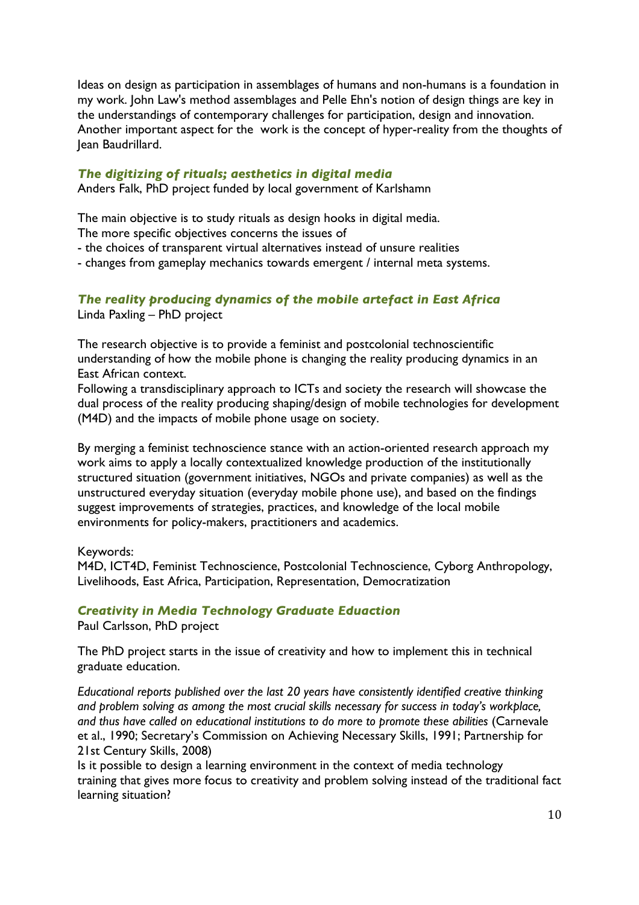Ideas on design as participation in assemblages of humans and non-humans is a foundation in my work. John Law's method assemblages and Pelle Ehn's notion of design things are key in the understandings of contemporary challenges for participation, design and innovation. Another important aspect for the work is the concept of hyper-reality from the thoughts of Jean Baudrillard.

### *The digitizing of rituals; aesthetics in digital media*

Anders Falk, PhD project funded by local government of Karlshamn

The main objective is to study rituals as design hooks in digital media.
The more specific objectives concerns the issues of
- the choices of transparent virtual alternatives instead of unsure realities
- changes from gameplay mechanics towards emergent / internal meta systems.

### *The reality producing dynamics of the mobile artefact in East Africa*

Linda Paxling – PhD project

The research objective is to provide a feminist and postcolonial technoscientific understanding of how the mobile phone is changing the reality producing dynamics in an East African context.
Following a transdisciplinary approach to ICTs and society the research will showcase the dual process of the reality producing shaping/design of mobile technologies for development (M4D) and the impacts of mobile phone usage on society.

By merging a feminist technoscience stance with an action-oriented research approach my work aims to apply a locally contextualized knowledge production of the institutionally structured situation (government initiatives, NGOs and private companies) as well as the unstructured everyday situation (everyday mobile phone use), and based on the findings suggest improvements of strategies, practices, and knowledge of the local mobile environments for policy-makers, practitioners and academics.

Keywords:
M4D, ICT4D, Feminist Technoscience, Postcolonial Technoscience, Cyborg Anthropology, Livelihoods, East Africa, Participation, Representation, Democratization

### *Creativity in Media Technology Graduate Eduaction*

Paul Carlsson, PhD project

The PhD project starts in the issue of creativity and how to implement this in technical graduate education.

*Educational reports published over the last 20 years have consistently identified creative thinking and problem solving as among the most crucial skills necessary for success in today's workplace, and thus have called on educational institutions to do more to promote these abilities* (Carnevale et al., 1990; Secretary's Commission on Achieving Necessary Skills, 1991; Partnership for 21st Century Skills, 2008)
Is it possible to design a learning environment in the context of media technology training that gives more focus to creativity and problem solving instead of the traditional fact learning situation?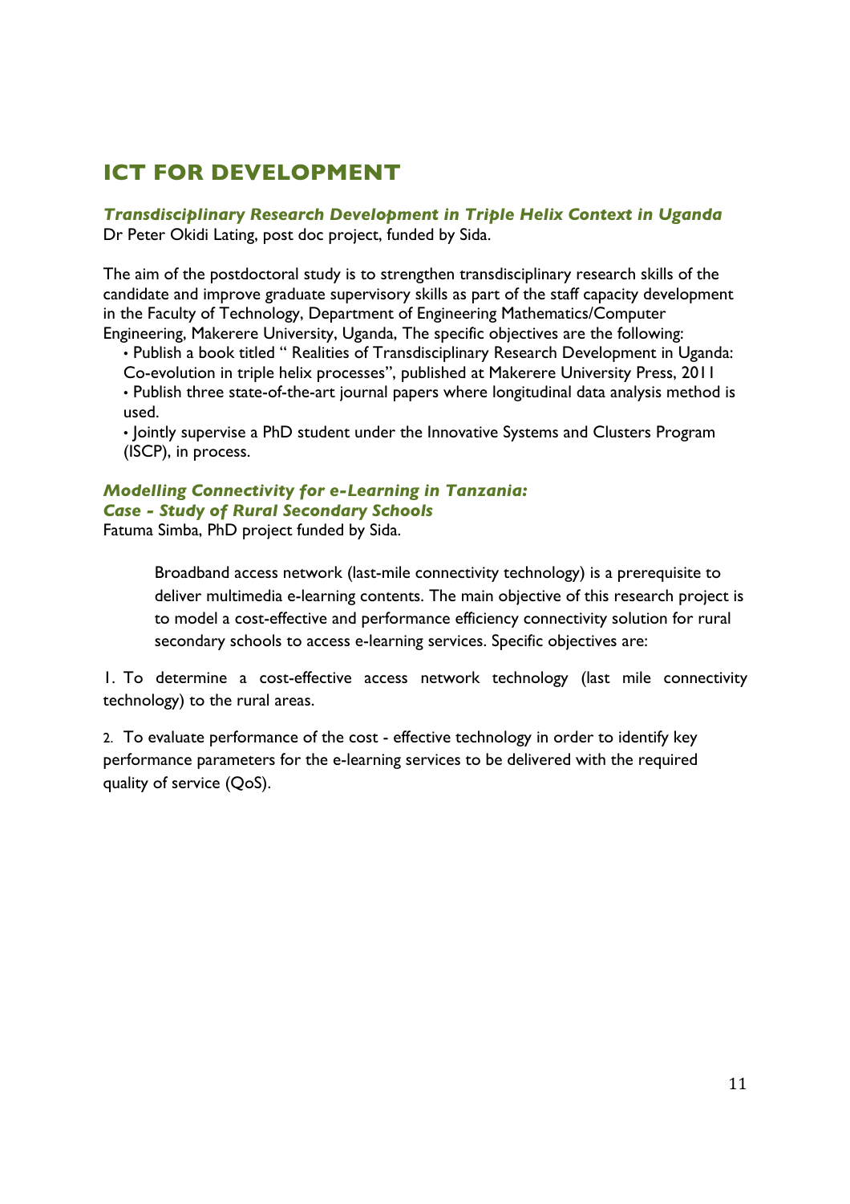# ICT FOR DEVELOPMENT

### *Transdisciplinary Research Development in Triple Helix Context in Uganda*

Dr Peter Okidi Lating, post doc project, funded by Sida.

The aim of the postdoctoral study is to strengthen transdisciplinary research skills of the candidate and improve graduate supervisory skills as part of the staff capacity development in the Faculty of Technology, Department of Engineering Mathematics/Computer Engineering, Makerere University, Uganda, The specific objectives are the following:

- Publish a book titled " Realities of Transdisciplinary Research Development in Uganda: Co-evolution in triple helix processes", published at Makerere University Press, 2011
- Publish three state-of-the-art journal papers where longitudinal data analysis method is used.
- Jointly supervise a PhD student under the Innovative Systems and Clusters Program (ISCP), in process.

### *Modelling Connectivity for e-Learning in Tanzania: Case - Study of Rural Secondary Schools*

Fatuma Simba, PhD project funded by Sida.

> Broadband access network (last-mile connectivity technology) is a prerequisite to deliver multimedia e-learning contents. The main objective of this research project is to model a cost-effective and performance efficiency connectivity solution for rural secondary schools to access e-learning services. Specific objectives are:

1. To determine a cost-effective access network technology (last mile connectivity technology) to the rural areas.

2. To evaluate performance of the cost - effective technology in order to identify key performance parameters for the e-learning services to be delivered with the required quality of service (QoS).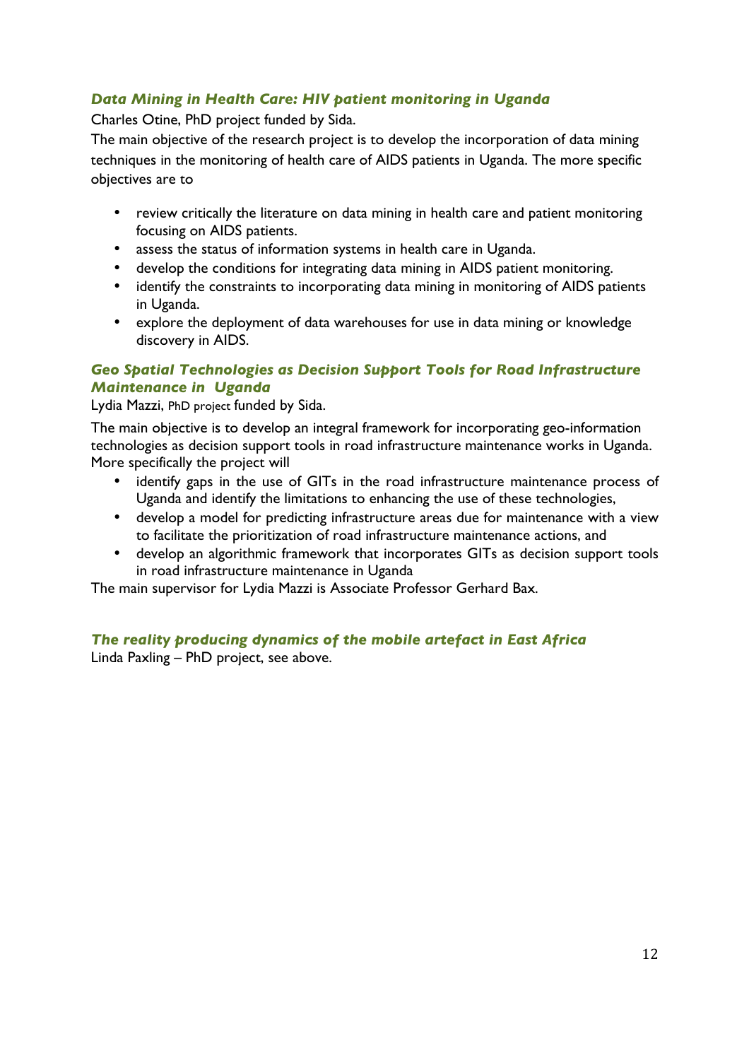### *Data Mining in Health Care: HIV patient monitoring in Uganda*

Charles Otine, PhD project funded by Sida.

The main objective of the research project is to develop the incorporation of data mining techniques in the monitoring of health care of AIDS patients in Uganda. The more specific objectives are to

- review critically the literature on data mining in health care and patient monitoring focusing on AIDS patients.
- assess the status of information systems in health care in Uganda.
- develop the conditions for integrating data mining in AIDS patient monitoring.
- identify the constraints to incorporating data mining in monitoring of AIDS patients in Uganda.
- explore the deployment of data warehouses for use in data mining or knowledge discovery in AIDS.

### *Geo Spatial Technologies as Decision Support Tools for Road Infrastructure Maintenance in Uganda*

Lydia Mazzi, PhD project funded by Sida.

The main objective is to develop an integral framework for incorporating geo-information technologies as decision support tools in road infrastructure maintenance works in Uganda. More specifically the project will

- identify gaps in the use of GITs in the road infrastructure maintenance process of Uganda and identify the limitations to enhancing the use of these technologies,
- develop a model for predicting infrastructure areas due for maintenance with a view to facilitate the prioritization of road infrastructure maintenance actions, and
- develop an algorithmic framework that incorporates GITs as decision support tools in road infrastructure maintenance in Uganda

The main supervisor for Lydia Mazzi is Associate Professor Gerhard Bax.

### *The reality producing dynamics of the mobile artefact in East Africa*

Linda Paxling – PhD project, see above.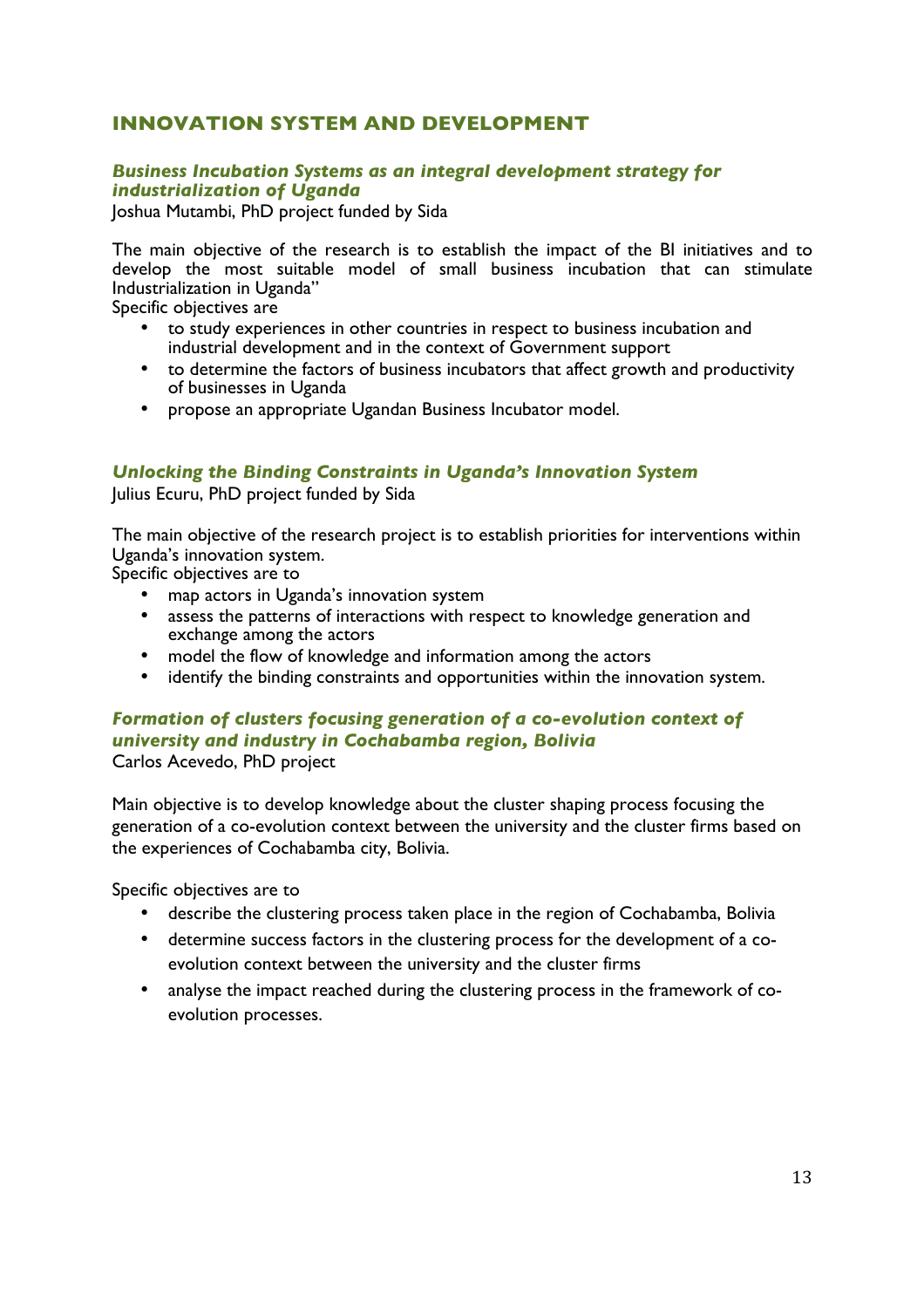## INNOVATION SYSTEM AND DEVELOPMENT

### *Business Incubation Systems as an integral development strategy for industrialization of Uganda*

Joshua Mutambi, PhD project funded by Sida

The main objective of the research is to establish the impact of the BI initiatives and to develop the most suitable model of small business incubation that can stimulate Industrialization in Uganda"

Specific objectives are

- to study experiences in other countries in respect to business incubation and industrial development and in the context of Government support
- to determine the factors of business incubators that affect growth and productivity of businesses in Uganda
- propose an appropriate Ugandan Business Incubator model.

### *Unlocking the Binding Constraints in Uganda's Innovation System*

Julius Ecuru, PhD project funded by Sida

The main objective of the research project is to establish priorities for interventions within Uganda's innovation system.

Specific objectives are to

- map actors in Uganda's innovation system
- assess the patterns of interactions with respect to knowledge generation and exchange among the actors
- model the flow of knowledge and information among the actors
- identify the binding constraints and opportunities within the innovation system.

### *Formation of clusters focusing generation of a co-evolution context of university and industry in Cochabamba region, Bolivia*

Carlos Acevedo, PhD project

Main objective is to develop knowledge about the cluster shaping process focusing the generation of a co-evolution context between the university and the cluster firms based on the experiences of Cochabamba city, Bolivia.

Specific objectives are to

- describe the clustering process taken place in the region of Cochabamba, Bolivia
- determine success factors in the clustering process for the development of a co-evolution context between the university and the cluster firms
- analyse the impact reached during the clustering process in the framework of co-evolution processes.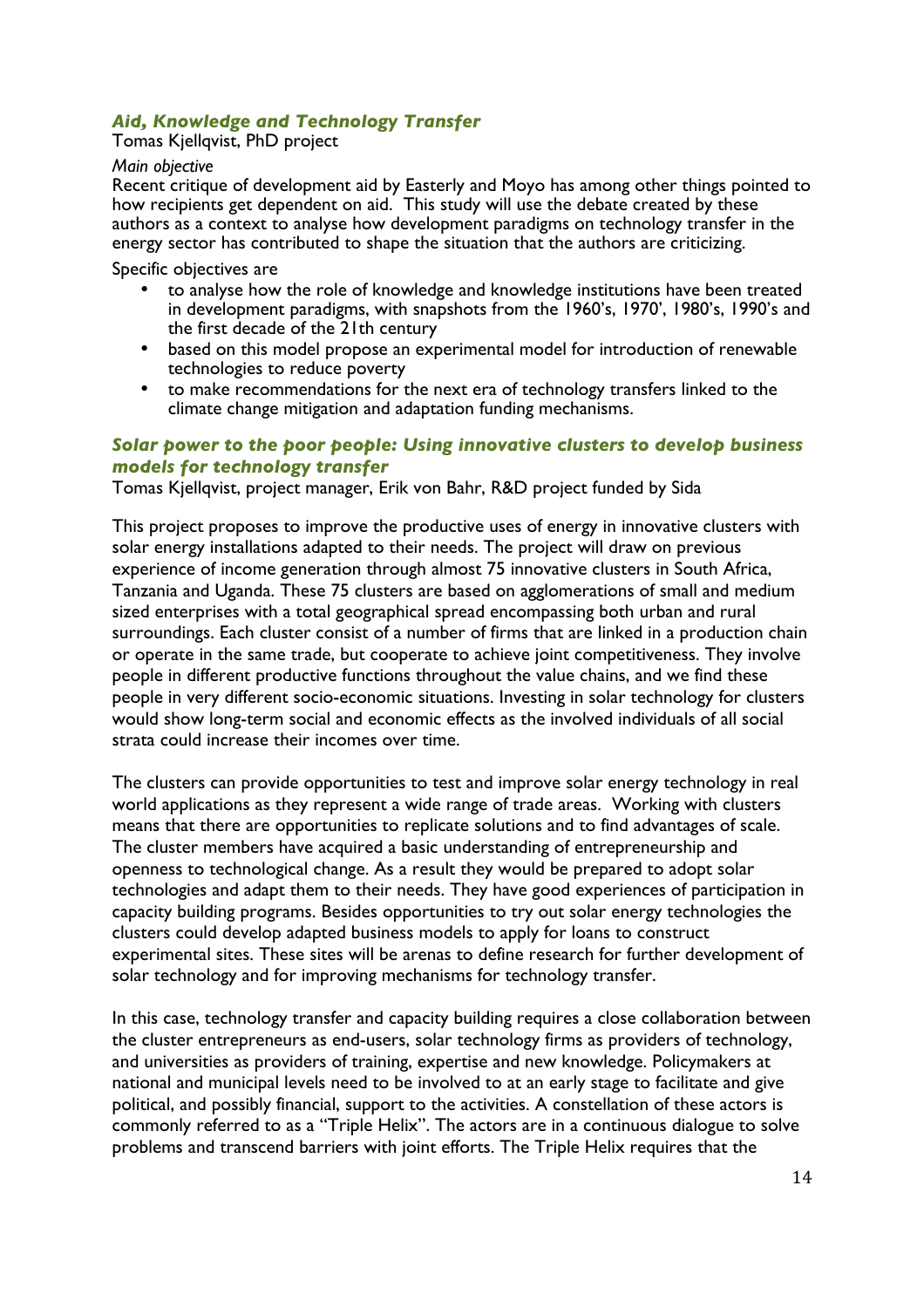### *Aid, Knowledge and Technology Transfer*

Tomas Kjellqvist, PhD project

*Main objective*

Recent critique of development aid by Easterly and Moyo has among other things pointed to how recipients get dependent on aid. This study will use the debate created by these authors as a context to analyse how development paradigms on technology transfer in the energy sector has contributed to shape the situation that the authors are criticizing.

Specific objectives are

- to analyse how the role of knowledge and knowledge institutions have been treated in development paradigms, with snapshots from the 1960's, 1970', 1980's, 1990's and the first decade of the 21th century
- based on this model propose an experimental model for introduction of renewable technologies to reduce poverty
- to make recommendations for the next era of technology transfers linked to the climate change mitigation and adaptation funding mechanisms.

### *Solar power to the poor people: Using innovative clusters to develop business models for technology transfer*

Tomas Kjellqvist, project manager, Erik von Bahr, R&D project funded by Sida

This project proposes to improve the productive uses of energy in innovative clusters with solar energy installations adapted to their needs. The project will draw on previous experience of income generation through almost 75 innovative clusters in South Africa, Tanzania and Uganda. These 75 clusters are based on agglomerations of small and medium sized enterprises with a total geographical spread encompassing both urban and rural surroundings. Each cluster consist of a number of firms that are linked in a production chain or operate in the same trade, but cooperate to achieve joint competitiveness. They involve people in different productive functions throughout the value chains, and we find these people in very different socio-economic situations. Investing in solar technology for clusters would show long-term social and economic effects as the involved individuals of all social strata could increase their incomes over time.

The clusters can provide opportunities to test and improve solar energy technology in real world applications as they represent a wide range of trade areas. Working with clusters means that there are opportunities to replicate solutions and to find advantages of scale. The cluster members have acquired a basic understanding of entrepreneurship and openness to technological change. As a result they would be prepared to adopt solar technologies and adapt them to their needs. They have good experiences of participation in capacity building programs. Besides opportunities to try out solar energy technologies the clusters could develop adapted business models to apply for loans to construct experimental sites. These sites will be arenas to define research for further development of solar technology and for improving mechanisms for technology transfer.

In this case, technology transfer and capacity building requires a close collaboration between the cluster entrepreneurs as end-users, solar technology firms as providers of technology, and universities as providers of training, expertise and new knowledge. Policymakers at national and municipal levels need to be involved to at an early stage to facilitate and give political, and possibly financial, support to the activities. A constellation of these actors is commonly referred to as a "Triple Helix". The actors are in a continuous dialogue to solve problems and transcend barriers with joint efforts. The Triple Helix requires that the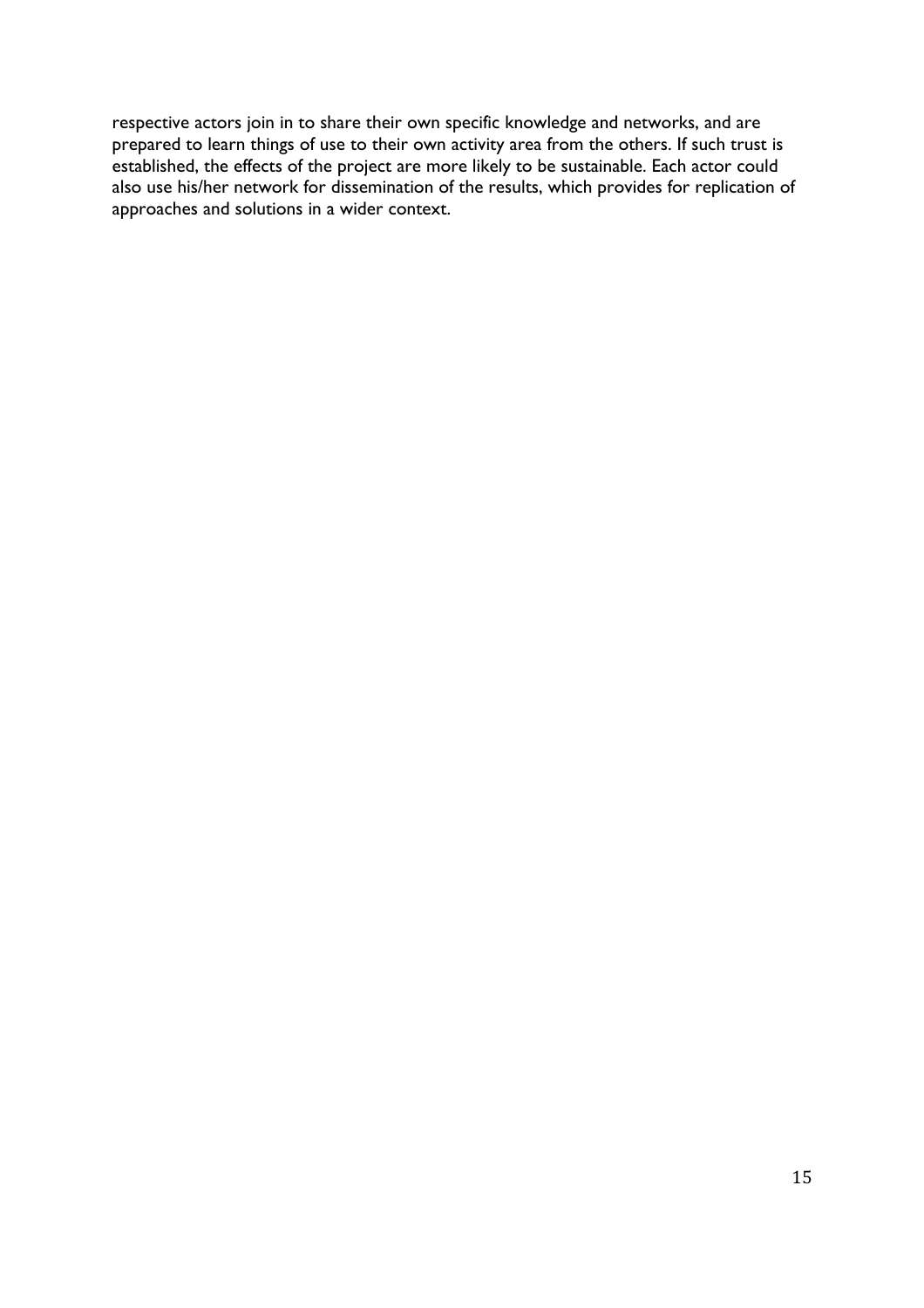respective actors join in to share their own specific knowledge and networks, and are prepared to learn things of use to their own activity area from the others. If such trust is established, the effects of the project are more likely to be sustainable. Each actor could also use his/her network for dissemination of the results, which provides for replication of approaches and solutions in a wider context.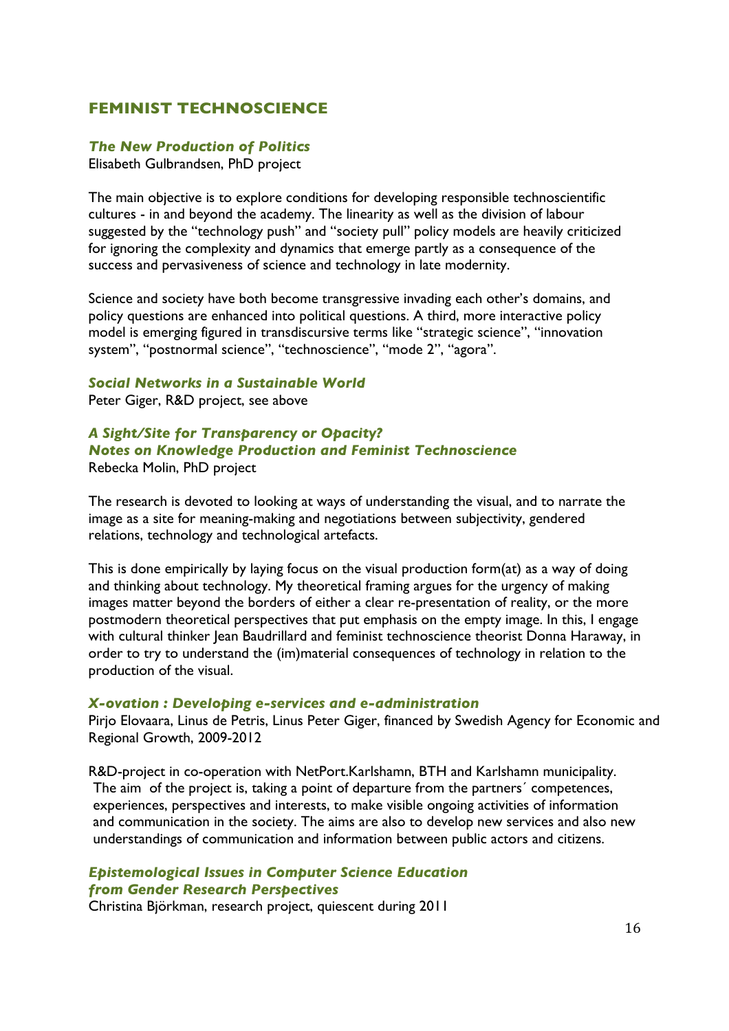## FEMINIST TECHNOSCIENCE

### *The New Production of Politics*

Elisabeth Gulbrandsen, PhD project

The main objective is to explore conditions for developing responsible technoscientific cultures - in and beyond the academy. The linearity as well as the division of labour suggested by the "technology push" and "society pull" policy models are heavily criticized for ignoring the complexity and dynamics that emerge partly as a consequence of the success and pervasiveness of science and technology in late modernity.

Science and society have both become transgressive invading each other's domains, and policy questions are enhanced into political questions. A third, more interactive policy model is emerging figured in transdiscursive terms like "strategic science", "innovation system", "postnormal science", "technoscience", "mode 2", "agora".

### *Social Networks in a Sustainable World*

Peter Giger, R&D project, see above

### *A Sight/Site for Transparency or Opacity? Notes on Knowledge Production and Feminist Technoscience*

Rebecka Molin, PhD project

The research is devoted to looking at ways of understanding the visual, and to narrate the image as a site for meaning-making and negotiations between subjectivity, gendered relations, technology and technological artefacts.

This is done empirically by laying focus on the visual production form(at) as a way of doing and thinking about technology. My theoretical framing argues for the urgency of making images matter beyond the borders of either a clear re-presentation of reality, or the more postmodern theoretical perspectives that put emphasis on the empty image. In this, I engage with cultural thinker Jean Baudrillard and feminist technoscience theorist Donna Haraway, in order to try to understand the (im)material consequences of technology in relation to the production of the visual.

### *X-ovation : Developing e-services and e-administration*

Pirjo Elovaara, Linus de Petris, Linus Peter Giger, financed by Swedish Agency for Economic and Regional Growth, 2009-2012

R&D-project in co-operation with NetPort.Karlshamn, BTH and Karlshamn municipality. The aim of the project is, taking a point of departure from the partners´ competences, experiences, perspectives and interests, to make visible ongoing activities of information and communication in the society. The aims are also to develop new services and also new understandings of communication and information between public actors and citizens.

### *Epistemological Issues in Computer Science Education from Gender Research Perspectives*

Christina Björkman, research project, quiescent during 2011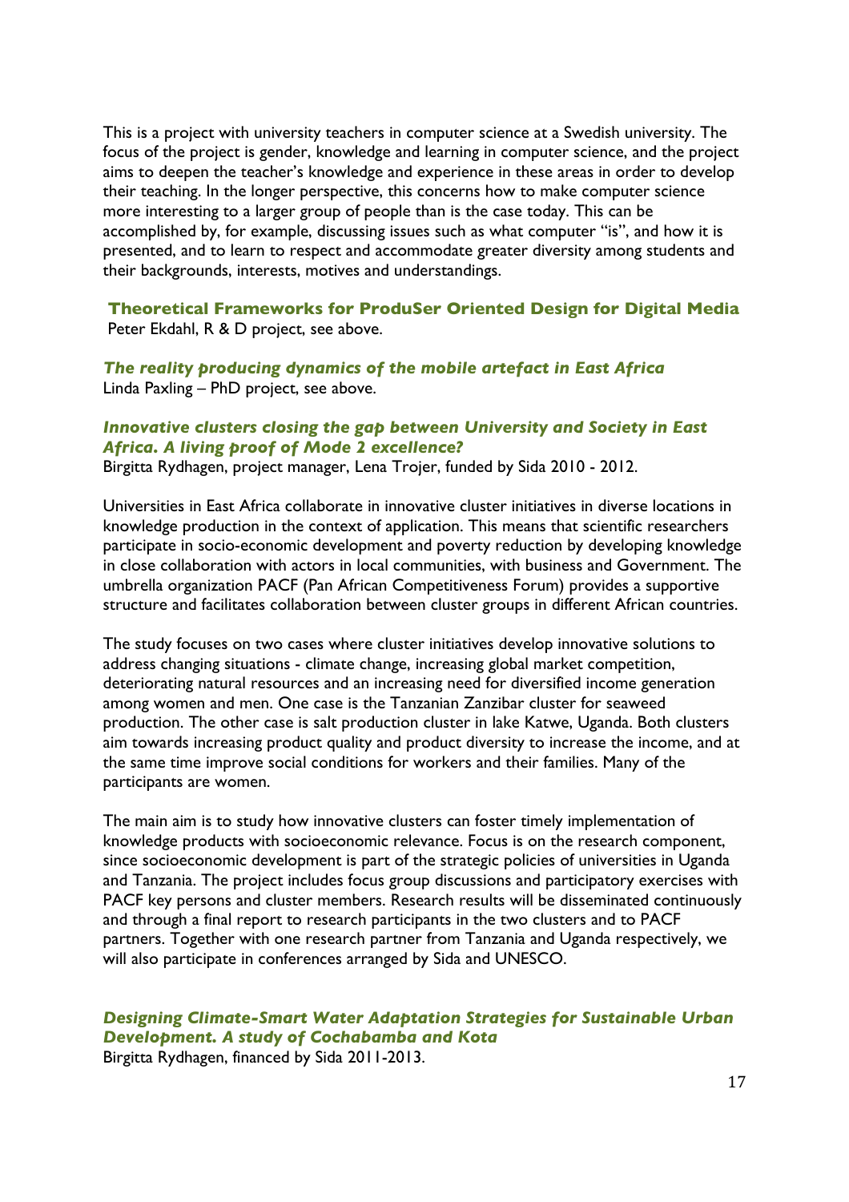This is a project with university teachers in computer science at a Swedish university. The focus of the project is gender, knowledge and learning in computer science, and the project aims to deepen the teacher's knowledge and experience in these areas in order to develop their teaching. In the longer perspective, this concerns how to make computer science more interesting to a larger group of people than is the case today. This can be accomplished by, for example, discussing issues such as what computer "is", and how it is presented, and to learn to respect and accommodate greater diversity among students and their backgrounds, interests, motives and understandings.

**Theoretical Frameworks for ProduSer Oriented Design for Digital Media**
Peter Ekdahl, R & D project, see above.

***The reality producing dynamics of the mobile artefact in East Africa***
Linda Paxling – PhD project, see above.

***Innovative clusters closing the gap between University and Society in East Africa. A living proof of Mode 2 excellence?***
Birgitta Rydhagen, project manager, Lena Trojer, funded by Sida 2010 - 2012.

Universities in East Africa collaborate in innovative cluster initiatives in diverse locations in knowledge production in the context of application. This means that scientific researchers participate in socio-economic development and poverty reduction by developing knowledge in close collaboration with actors in local communities, with business and Government. The umbrella organization PACF (Pan African Competitiveness Forum) provides a supportive structure and facilitates collaboration between cluster groups in different African countries.

The study focuses on two cases where cluster initiatives develop innovative solutions to address changing situations - climate change, increasing global market competition, deteriorating natural resources and an increasing need for diversified income generation among women and men. One case is the Tanzanian Zanzibar cluster for seaweed production. The other case is salt production cluster in lake Katwe, Uganda. Both clusters aim towards increasing product quality and product diversity to increase the income, and at the same time improve social conditions for workers and their families. Many of the participants are women.

The main aim is to study how innovative clusters can foster timely implementation of knowledge products with socioeconomic relevance. Focus is on the research component, since socioeconomic development is part of the strategic policies of universities in Uganda and Tanzania. The project includes focus group discussions and participatory exercises with PACF key persons and cluster members. Research results will be disseminated continuously and through a final report to research participants in the two clusters and to PACF partners. Together with one research partner from Tanzania and Uganda respectively, we will also participate in conferences arranged by Sida and UNESCO.

***Designing Climate-Smart Water Adaptation Strategies for Sustainable Urban Development. A study of Cochabamba and Kota***
Birgitta Rydhagen, financed by Sida 2011-2013.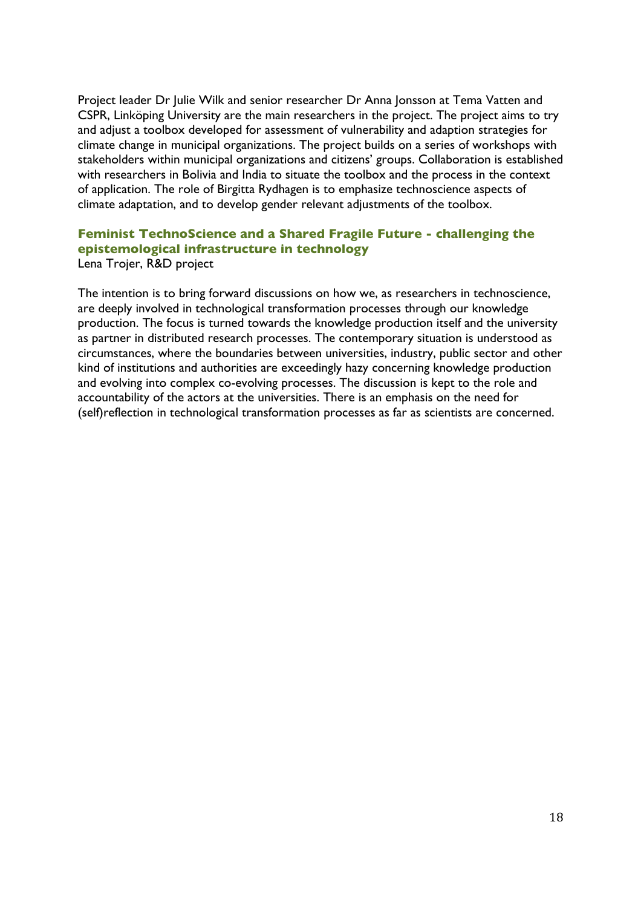Project leader Dr Julie Wilk and senior researcher Dr Anna Jonsson at Tema Vatten and CSPR, Linköping University are the main researchers in the project. The project aims to try and adjust a toolbox developed for assessment of vulnerability and adaption strategies for climate change in municipal organizations. The project builds on a series of workshops with stakeholders within municipal organizations and citizens' groups. Collaboration is established with researchers in Bolivia and India to situate the toolbox and the process in the context of application. The role of Birgitta Rydhagen is to emphasize technoscience aspects of climate adaptation, and to develop gender relevant adjustments of the toolbox.

### Feminist TechnoScience and a Shared Fragile Future - challenging the epistemological infrastructure in technology

Lena Trojer, R&D project

The intention is to bring forward discussions on how we, as researchers in technoscience, are deeply involved in technological transformation processes through our knowledge production. The focus is turned towards the knowledge production itself and the university as partner in distributed research processes. The contemporary situation is understood as circumstances, where the boundaries between universities, industry, public sector and other kind of institutions and authorities are exceedingly hazy concerning knowledge production and evolving into complex co-evolving processes. The discussion is kept to the role and accountability of the actors at the universities. There is an emphasis on the need for (self)reflection in technological transformation processes as far as scientists are concerned.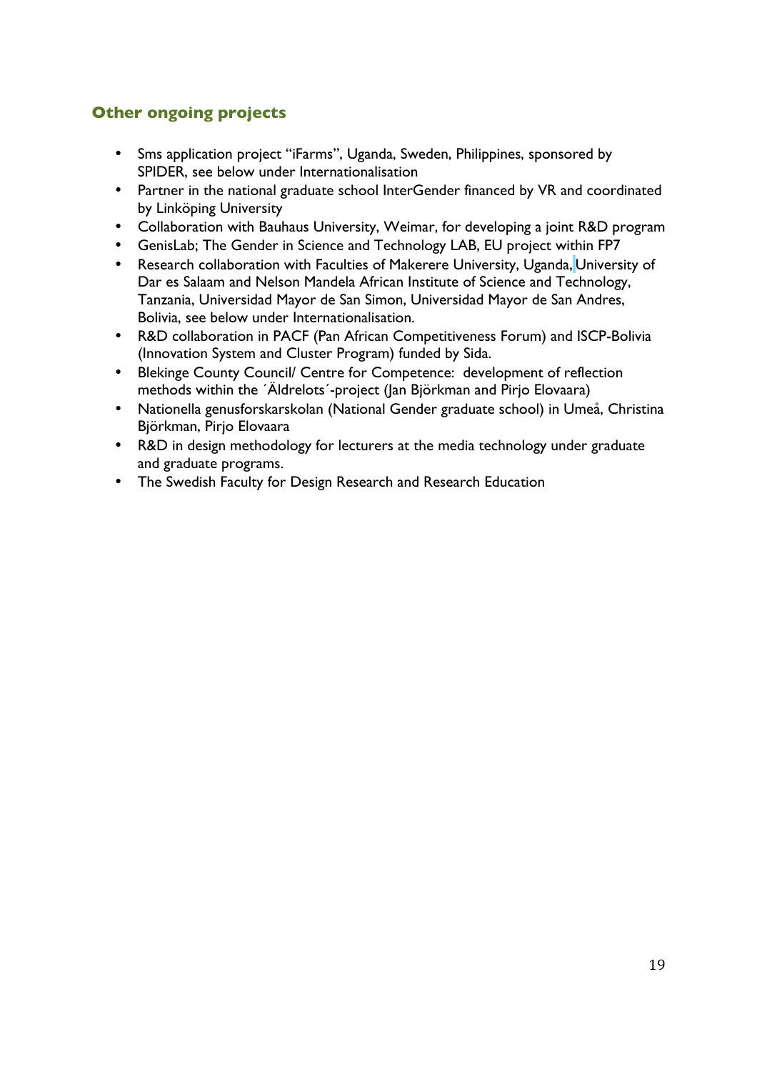## Other ongoing projects

- Sms application project "iFarms", Uganda, Sweden, Philippines, sponsored by SPIDER, see below under Internationalisation
- Partner in the national graduate school InterGender financed by VR and coordinated by Linköping University
- Collaboration with Bauhaus University, Weimar, for developing a joint R&D program
- GenisLab; The Gender in Science and Technology LAB, EU project within FP7
- Research collaboration with Faculties of Makerere University, Uganda, University of Dar es Salaam and Nelson Mandela African Institute of Science and Technology, Tanzania, Universidad Mayor de San Simon, Universidad Mayor de San Andres, Bolivia, see below under Internationalisation.
- R&D collaboration in PACF (Pan African Competitiveness Forum) and ISCP-Bolivia (Innovation System and Cluster Program) funded by Sida.
- Blekinge County Council/ Centre for Competence: development of reflection methods within the ´Äldrelots´-project (Jan Björkman and Pirjo Elovaara)
- Nationella genusforskarskolan (National Gender graduate school) in Umeå, Christina Björkman, Pirjo Elovaara
- R&D in design methodology for lecturers at the media technology under graduate and graduate programs.
- The Swedish Faculty for Design Research and Research Education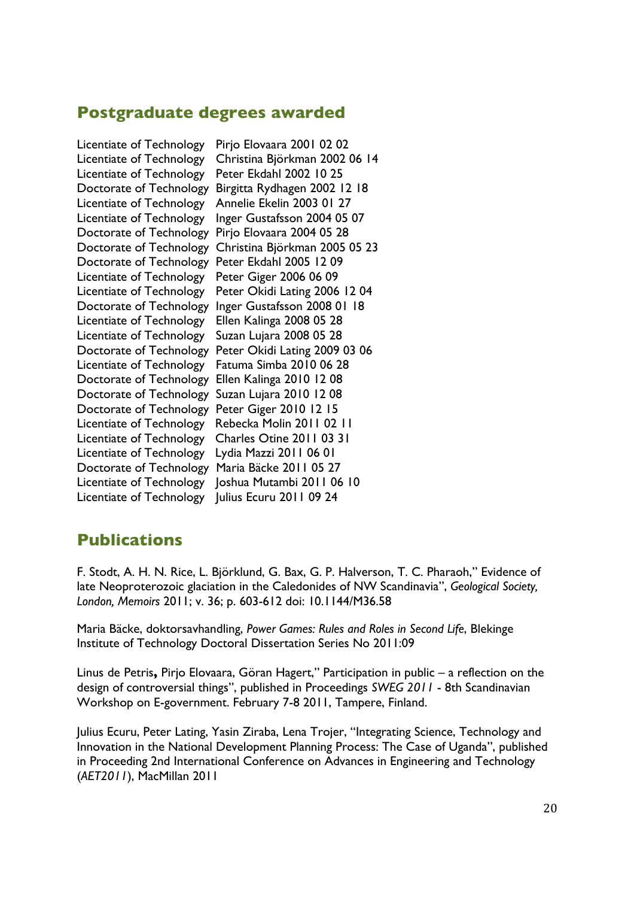## Postgraduate degrees awarded

| | |
|---|---|
| Licentiate of Technology | Pirjo Elovaara 2001 02 02 |
| Licentiate of Technology | Christina Björkman 2002 06 14 |
| Licentiate of Technology | Peter Ekdahl 2002 10 25 |
| Doctorate of Technology | Birgitta Rydhagen 2002 12 18 |
| Licentiate of Technology | Annelie Ekelin 2003 01 27 |
| Licentiate of Technology | Inger Gustafsson 2004 05 07 |
| Doctorate of Technology | Pirjo Elovaara 2004 05 28 |
| Doctorate of Technology | Christina Björkman 2005 05 23 |
| Doctorate of Technology | Peter Ekdahl 2005 12 09 |
| Licentiate of Technology | Peter Giger 2006 06 09 |
| Licentiate of Technology | Peter Okidi Lating 2006 12 04 |
| Doctorate of Technology | Inger Gustafsson 2008 01 18 |
| Licentiate of Technology | Ellen Kalinga 2008 05 28 |
| Licentiate of Technology | Suzan Lujara 2008 05 28 |
| Doctorate of Technology | Peter Okidi Lating 2009 03 06 |
| Licentiate of Technology | Fatuma Simba 2010 06 28 |
| Doctorate of Technology | Ellen Kalinga 2010 12 08 |
| Doctorate of Technology | Suzan Lujara 2010 12 08 |
| Doctorate of Technology | Peter Giger 2010 12 15 |
| Licentiate of Technology | Rebecka Molin 2011 02 11 |
| Licentiate of Technology | Charles Otine 2011 03 31 |
| Licentiate of Technology | Lydia Mazzi 2011 06 01 |
| Doctorate of Technology | Maria Bäcke 2011 05 27 |
| Licentiate of Technology | Joshua Mutambi 2011 06 10 |
| Licentiate of Technology | Julius Ecuru 2011 09 24 |

## Publications

F. Stodt, A. H. N. Rice, L. Björklund, G. Bax, G. P. Halverson, T. C. Pharaoh," Evidence of late Neoproterozoic glaciation in the Caledonides of NW Scandinavia", *Geological Society, London, Memoirs* 2011; v. 36; p. 603-612 doi: 10.1144/M36.58

Maria Bäcke, doktorsavhandling, *Power Games: Rules and Roles in Second Life*, Blekinge Institute of Technology Doctoral Dissertation Series No 2011:09

Linus de Petris**,** Pirjo Elovaara, Göran Hagert," Participation in public – a reflection on the design of controversial things", published in Proceedings *SWEG 2011* - 8th Scandinavian Workshop on E-government. February 7-8 2011, Tampere, Finland.

Julius Ecuru, Peter Lating, Yasin Ziraba, Lena Trojer, "Integrating Science, Technology and Innovation in the National Development Planning Process: The Case of Uganda", published in Proceeding 2nd International Conference on Advances in Engineering and Technology (*AET2011*), MacMillan 2011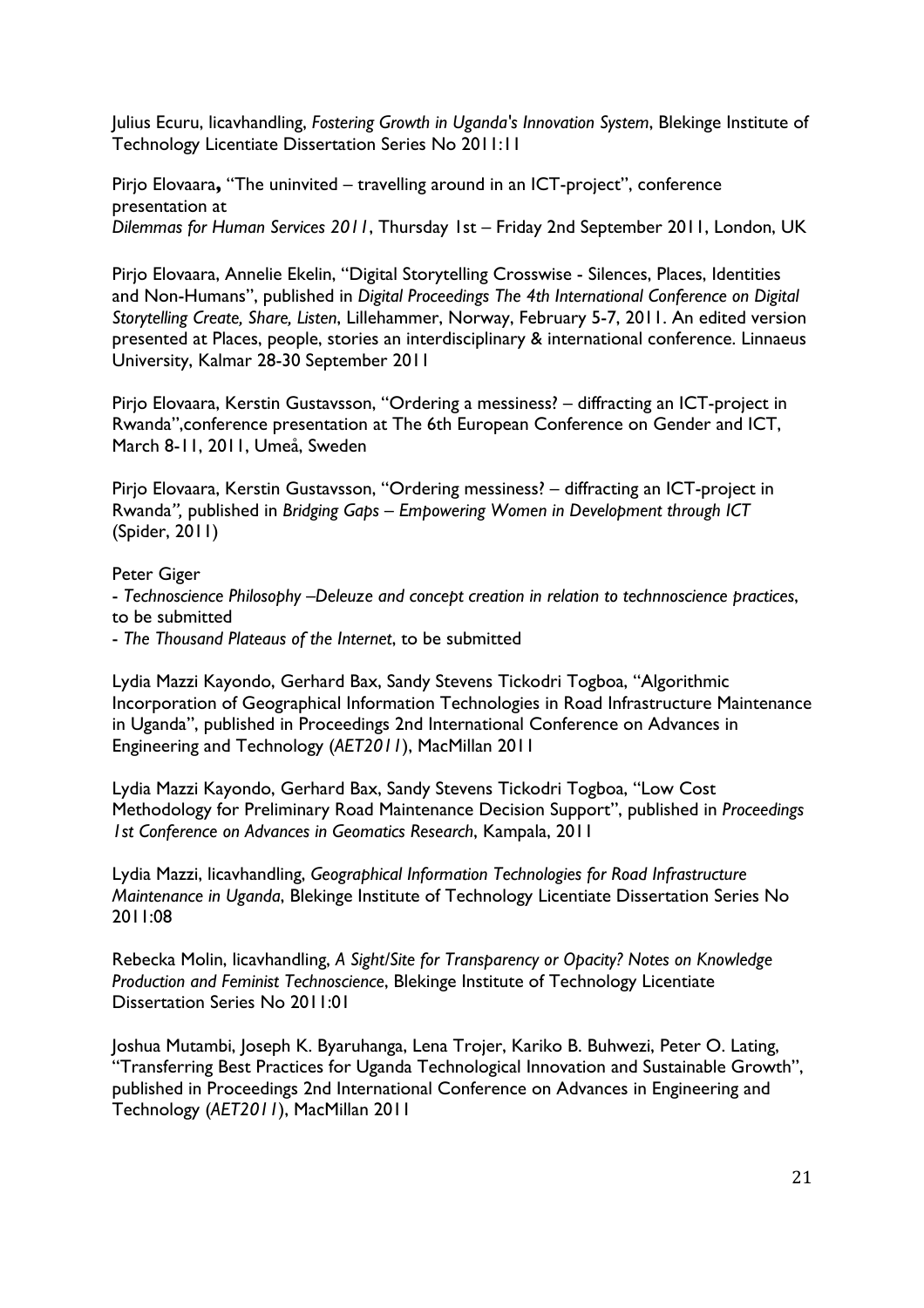Julius Ecuru, licavhandling, *Fostering Growth in Uganda's Innovation System*, Blekinge Institute of Technology Licentiate Dissertation Series No 2011:11

Pirjo Elovaara**,** "The uninvited – travelling around in an ICT-project", conference presentation at
*Dilemmas for Human Services 2011*, Thursday 1st – Friday 2nd September 2011, London, UK

Pirjo Elovaara, Annelie Ekelin, "Digital Storytelling Crosswise - Silences, Places, Identities and Non-Humans", published in *Digital Proceedings The 4th International Conference on Digital Storytelling Create, Share, Listen*, Lillehammer, Norway, February 5-7, 2011. An edited version presented at Places, people, stories an interdisciplinary & international conference. Linnaeus University, Kalmar 28-30 September 2011

Pirjo Elovaara, Kerstin Gustavsson, "Ordering a messiness? – diffracting an ICT-project in Rwanda",conference presentation at The 6th European Conference on Gender and ICT, March 8-11, 2011, Umeå, Sweden

Pirjo Elovaara, Kerstin Gustavsson, "Ordering messiness? – diffracting an ICT-project in Rwanda*",* published in *Bridging Gaps – Empowering Women in Development through ICT* (Spider, 2011)

Peter Giger
- *Technoscience Philosophy –Deleuze and concept creation in relation to technnoscience practices*, to be submitted
- *The Thousand Plateaus of the Internet*, to be submitted

Lydia Mazzi Kayondo, Gerhard Bax, Sandy Stevens Tickodri Togboa, "Algorithmic Incorporation of Geographical Information Technologies in Road Infrastructure Maintenance in Uganda", published in Proceedings 2nd International Conference on Advances in Engineering and Technology (*AET2011*), MacMillan 2011

Lydia Mazzi Kayondo, Gerhard Bax, Sandy Stevens Tickodri Togboa, "Low Cost Methodology for Preliminary Road Maintenance Decision Support", published in *Proceedings 1st Conference on Advances in Geomatics Research*, Kampala, 2011

Lydia Mazzi, licavhandling, *Geographical Information Technologies for Road Infrastructure Maintenance in Uganda*, Blekinge Institute of Technology Licentiate Dissertation Series No 2011:08

Rebecka Molin, licavhandling, *A Sight/Site for Transparency or Opacity? Notes on Knowledge Production and Feminist Technoscience*, Blekinge Institute of Technology Licentiate Dissertation Series No 2011:01

Joshua Mutambi, Joseph K. Byaruhanga, Lena Trojer, Kariko B. Buhwezi, Peter O. Lating, "Transferring Best Practices for Uganda Technological Innovation and Sustainable Growth", published in Proceedings 2nd International Conference on Advances in Engineering and Technology (*AET2011*), MacMillan 2011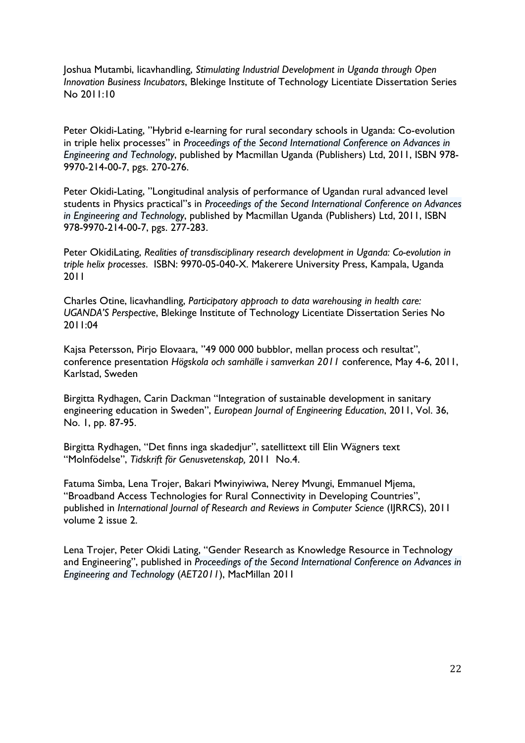Joshua Mutambi, licavhandling, *Stimulating Industrial Development in Uganda through Open Innovation Business Incubators*, Blekinge Institute of Technology Licentiate Dissertation Series No 2011:10

Peter Okidi-Lating, "Hybrid e-learning for rural secondary schools in Uganda: Co-evolution in triple helix processes" in *Proceedings of the Second International Conference on Advances in Engineering and Technology*, published by Macmillan Uganda (Publishers) Ltd, 2011, ISBN 978-9970-214-00-7, pgs. 270-276.

Peter Okidi-Lating, "Longitudinal analysis of performance of Ugandan rural advanced level students in Physics practical"s in *Proceedings of the Second International Conference on Advances in Engineering and Technology*, published by Macmillan Uganda (Publishers) Ltd, 2011, ISBN 978-9970-214-00-7, pgs. 277-283.

Peter OkidiLating, *Realities of transdisciplinary research development in Uganda: Co-evolution in triple helix processes*. ISBN: 9970-05-040-X. Makerere University Press, Kampala, Uganda 2011

Charles Otine, licavhandling, *Participatory approach to data warehousing in health care: UGANDA'S Perspective*, Blekinge Institute of Technology Licentiate Dissertation Series No 2011:04

Kajsa Petersson, Pirjo Elovaara, "49 000 000 bubblor, mellan process och resultat", conference presentation *Högskola och samhälle i samverkan 2011* conference, May 4-6, 2011, Karlstad, Sweden

Birgitta Rydhagen, Carin Dackman "Integration of sustainable development in sanitary engineering education in Sweden", *European Journal of Engineering Education*, 2011, Vol. 36, No. 1, pp. 87-95.

Birgitta Rydhagen, "Det finns inga skadedjur", satellittext till Elin Wägners text "Molnfödelse", *Tidskrift för Genusvetenskap,* 2011 No.4.

Fatuma Simba, Lena Trojer, Bakari Mwinyiwiwa, Nerey Mvungi, Emmanuel Mjema, "Broadband Access Technologies for Rural Connectivity in Developing Countries", published in *International Journal of Research and Reviews in Computer Science* (IJRRCS), 2011 volume 2 issue 2.

Lena Trojer, Peter Okidi Lating, "Gender Research as Knowledge Resource in Technology and Engineering", published in *Proceedings of the Second International Conference on Advances in Engineering and Technology* (*AET2011*), MacMillan 2011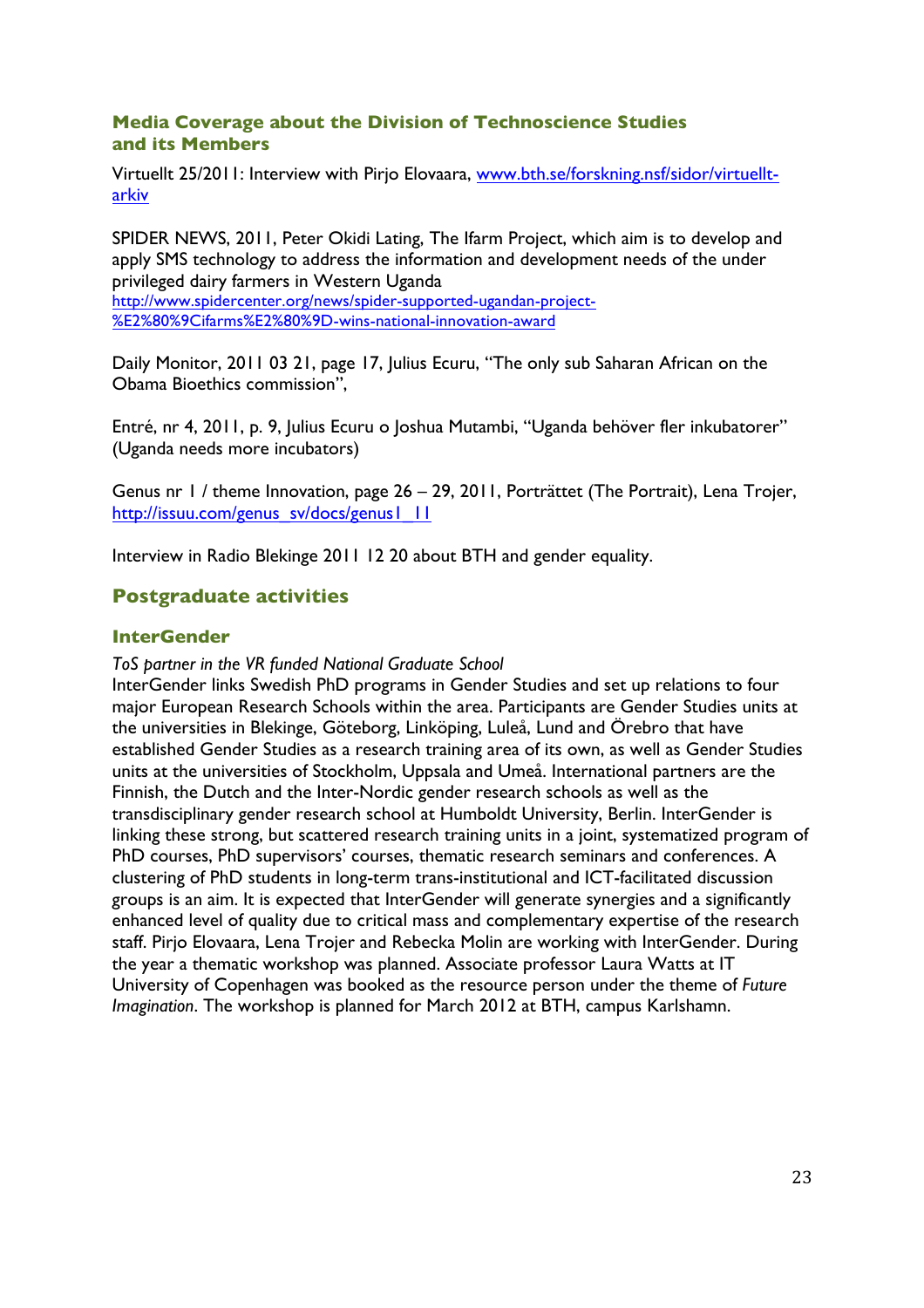## Media Coverage about the Division of Technoscience Studies and its Members

Virtuellt 25/2011: Interview with Pirjo Elovaara, www.bth.se/forskning.nsf/sidor/virtuellt-arkiv

SPIDER NEWS, 2011, Peter Okidi Lating, The Ifarm Project, which aim is to develop and apply SMS technology to address the information and development needs of the under privileged dairy farmers in Western Uganda
http://www.spidercenter.org/news/spider-supported-ugandan-project-%E2%80%9Cifarms%E2%80%9D-wins-national-innovation-award

Daily Monitor, 2011 03 21, page 17, Julius Ecuru, "The only sub Saharan African on the Obama Bioethics commission",

Entré, nr 4, 2011, p. 9, Julius Ecuru o Joshua Mutambi, "Uganda behöver fler inkubatorer" (Uganda needs more incubators)

Genus nr 1 / theme Innovation, page 26 – 29, 2011, Porträttet (The Portrait), Lena Trojer, http://issuu.com/genus_sv/docs/genus1_11

Interview in Radio Blekinge 2011 12 20 about BTH and gender equality.

## Postgraduate activities

### InterGender

*ToS partner in the VR funded National Graduate School*

InterGender links Swedish PhD programs in Gender Studies and set up relations to four major European Research Schools within the area. Participants are Gender Studies units at the universities in Blekinge, Göteborg, Linköping, Luleå, Lund and Örebro that have established Gender Studies as a research training area of its own, as well as Gender Studies units at the universities of Stockholm, Uppsala and Umeå. International partners are the Finnish, the Dutch and the Inter-Nordic gender research schools as well as the transdisciplinary gender research school at Humboldt University, Berlin. InterGender is linking these strong, but scattered research training units in a joint, systematized program of PhD courses, PhD supervisors' courses, thematic research seminars and conferences. A clustering of PhD students in long-term trans-institutional and ICT-facilitated discussion groups is an aim. It is expected that InterGender will generate synergies and a significantly enhanced level of quality due to critical mass and complementary expertise of the research staff. Pirjo Elovaara, Lena Trojer and Rebecka Molin are working with InterGender. During the year a thematic workshop was planned. Associate professor Laura Watts at IT University of Copenhagen was booked as the resource person under the theme of *Future Imagination*. The workshop is planned for March 2012 at BTH, campus Karlshamn.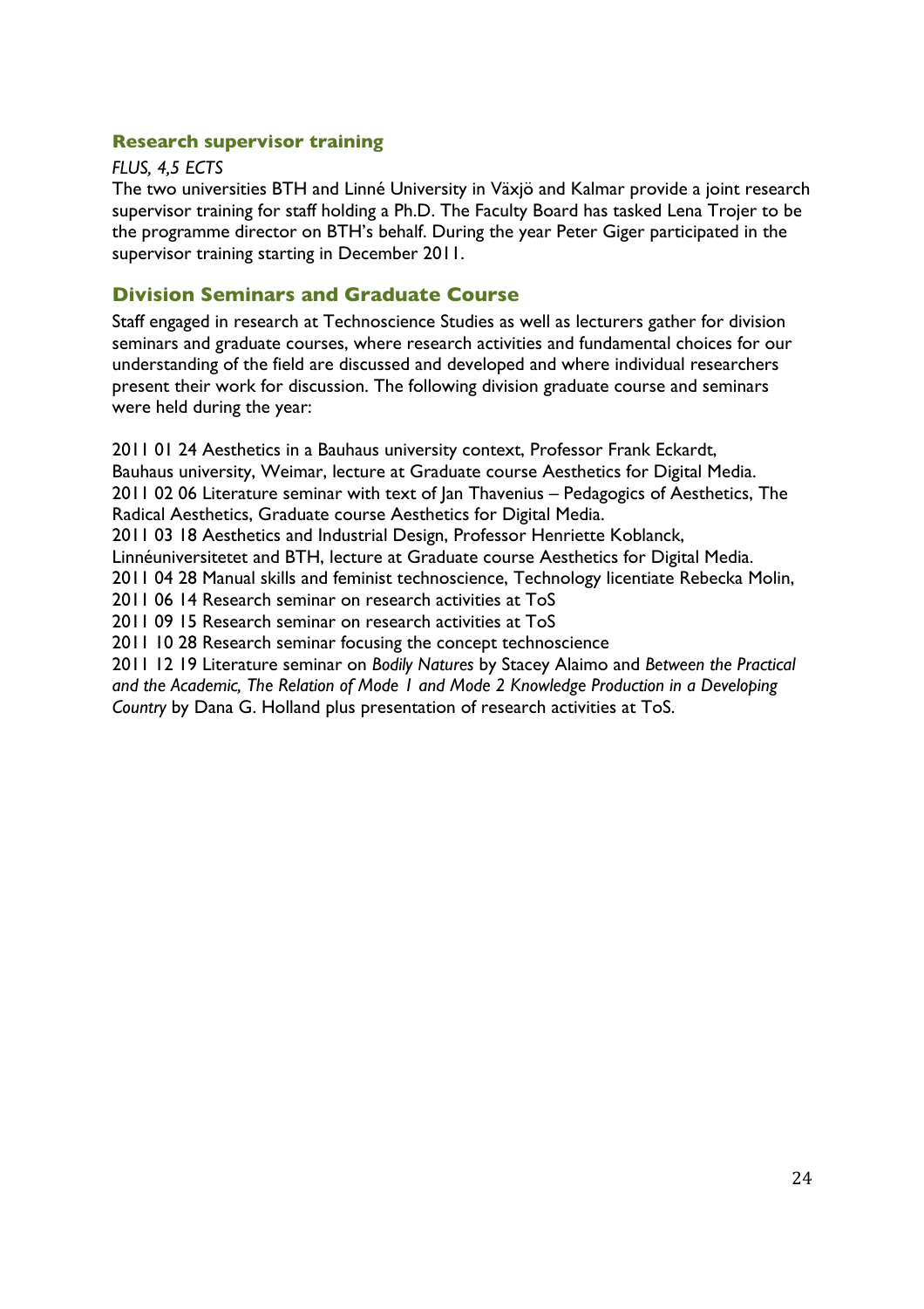## Research supervisor training

*FLUS, 4,5 ECTS*

The two universities BTH and Linné University in Växjö and Kalmar provide a joint research supervisor training for staff holding a Ph.D. The Faculty Board has tasked Lena Trojer to be the programme director on BTH's behalf. During the year Peter Giger participated in the supervisor training starting in December 2011.

## Division Seminars and Graduate Course

Staff engaged in research at Technoscience Studies as well as lecturers gather for division seminars and graduate courses, where research activities and fundamental choices for our understanding of the field are discussed and developed and where individual researchers present their work for discussion. The following division graduate course and seminars were held during the year:

2011 01 24 Aesthetics in a Bauhaus university context, Professor Frank Eckardt, Bauhaus university, Weimar, lecture at Graduate course Aesthetics for Digital Media.
2011 02 06 Literature seminar with text of Jan Thavenius – Pedagogics of Aesthetics, The Radical Aesthetics, Graduate course Aesthetics for Digital Media.
2011 03 18 Aesthetics and Industrial Design, Professor Henriette Koblanck, Linnéuniversitetet and BTH, lecture at Graduate course Aesthetics for Digital Media.
2011 04 28 Manual skills and feminist technoscience, Technology licentiate Rebecka Molin,
2011 06 14 Research seminar on research activities at ToS
2011 09 15 Research seminar on research activities at ToS
2011 10 28 Research seminar focusing the concept technoscience
2011 12 19 Literature seminar on *Bodily Natures* by Stacey Alaimo and *Between the Practical and the Academic, The Relation of Mode 1 and Mode 2 Knowledge Production in a Developing Country* by Dana G. Holland plus presentation of research activities at ToS.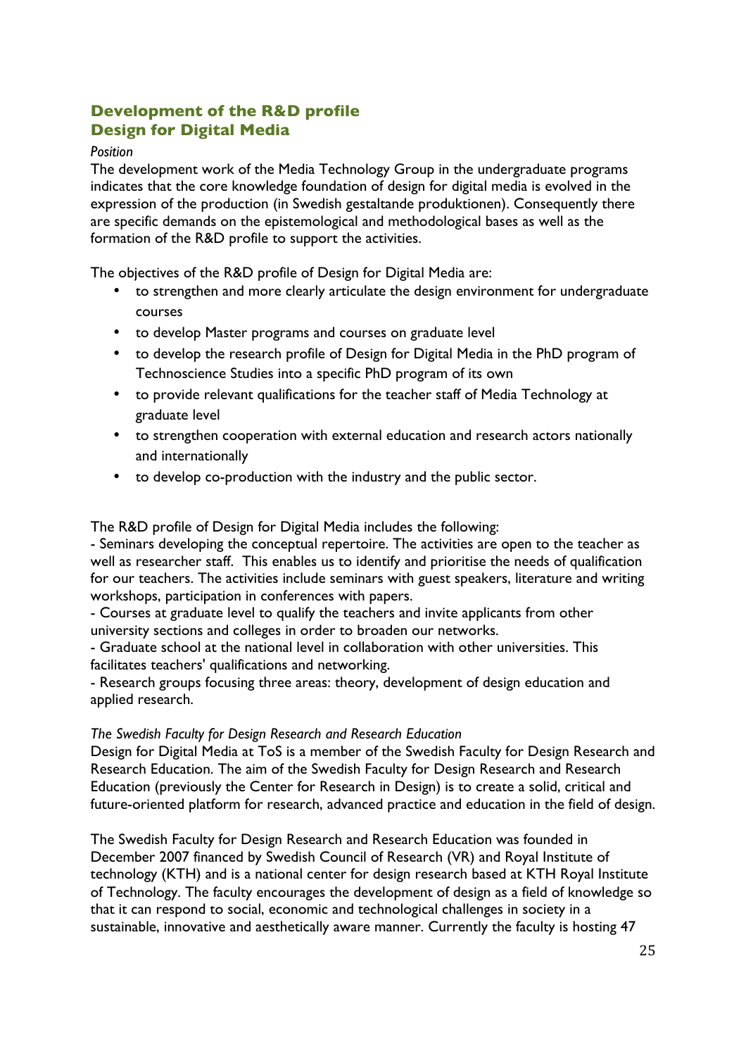## Development of the R&D profile
## Design for Digital Media

*Position*

The development work of the Media Technology Group in the undergraduate programs indicates that the core knowledge foundation of design for digital media is evolved in the expression of the production (in Swedish gestaltande produktionen). Consequently there are specific demands on the epistemological and methodological bases as well as the formation of the R&D profile to support the activities.

The objectives of the R&D profile of Design for Digital Media are:

- to strengthen and more clearly articulate the design environment for undergraduate courses
- to develop Master programs and courses on graduate level
- to develop the research profile of Design for Digital Media in the PhD program of Technoscience Studies into a specific PhD program of its own
- to provide relevant qualifications for the teacher staff of Media Technology at graduate level
- to strengthen cooperation with external education and research actors nationally and internationally
- to develop co-production with the industry and the public sector.

The R&D profile of Design for Digital Media includes the following:
- Seminars developing the conceptual repertoire. The activities are open to the teacher as well as researcher staff. This enables us to identify and prioritise the needs of qualification for our teachers. The activities include seminars with guest speakers, literature and writing workshops, participation in conferences with papers.
- Courses at graduate level to qualify the teachers and invite applicants from other university sections and colleges in order to broaden our networks.
- Graduate school at the national level in collaboration with other universities. This facilitates teachers' qualifications and networking.
- Research groups focusing three areas: theory, development of design education and applied research.

*The Swedish Faculty for Design Research and Research Education*

Design for Digital Media at ToS is a member of the Swedish Faculty for Design Research and Research Education. The aim of the Swedish Faculty for Design Research and Research Education (previously the Center for Research in Design) is to create a solid, critical and future-oriented platform for research, advanced practice and education in the field of design.

The Swedish Faculty for Design Research and Research Education was founded in December 2007 financed by Swedish Council of Research (VR) and Royal Institute of technology (KTH) and is a national center for design research based at KTH Royal Institute of Technology. The faculty encourages the development of design as a field of knowledge so that it can respond to social, economic and technological challenges in society in a sustainable, innovative and aesthetically aware manner. Currently the faculty is hosting 47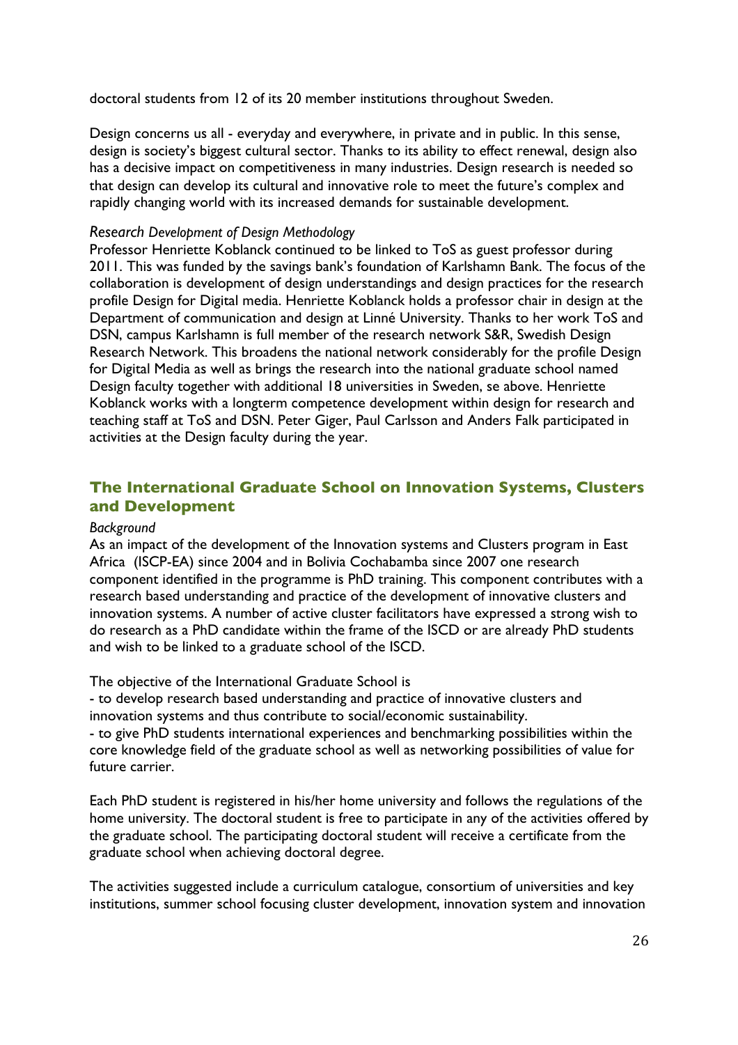doctoral students from 12 of its 20 member institutions throughout Sweden.

Design concerns us all - everyday and everywhere, in private and in public. In this sense, design is society's biggest cultural sector. Thanks to its ability to effect renewal, design also has a decisive impact on competitiveness in many industries. Design research is needed so that design can develop its cultural and innovative role to meet the future's complex and rapidly changing world with its increased demands for sustainable development.

*Research Development of Design Methodology*

Professor Henriette Koblanck continued to be linked to ToS as guest professor during 2011. This was funded by the savings bank's foundation of Karlshamn Bank. The focus of the collaboration is development of design understandings and design practices for the research profile Design for Digital media. Henriette Koblanck holds a professor chair in design at the Department of communication and design at Linné University. Thanks to her work ToS and DSN, campus Karlshamn is full member of the research network S&R, Swedish Design Research Network. This broadens the national network considerably for the profile Design for Digital Media as well as brings the research into the national graduate school named Design faculty together with additional 18 universities in Sweden, se above. Henriette Koblanck works with a longterm competence development within design for research and teaching staff at ToS and DSN. Peter Giger, Paul Carlsson and Anders Falk participated in activities at the Design faculty during the year.

## The International Graduate School on Innovation Systems, Clusters and Development

*Background*

As an impact of the development of the Innovation systems and Clusters program in East Africa (ISCP-EA) since 2004 and in Bolivia Cochabamba since 2007 one research component identified in the programme is PhD training. This component contributes with a research based understanding and practice of the development of innovative clusters and innovation systems. A number of active cluster facilitators have expressed a strong wish to do research as a PhD candidate within the frame of the ISCD or are already PhD students and wish to be linked to a graduate school of the ISCD.

The objective of the International Graduate School is

- to develop research based understanding and practice of innovative clusters and innovation systems and thus contribute to social/economic sustainability.
- to give PhD students international experiences and benchmarking possibilities within the core knowledge field of the graduate school as well as networking possibilities of value for future carrier.

Each PhD student is registered in his/her home university and follows the regulations of the home university. The doctoral student is free to participate in any of the activities offered by the graduate school. The participating doctoral student will receive a certificate from the graduate school when achieving doctoral degree.

The activities suggested include a curriculum catalogue, consortium of universities and key institutions, summer school focusing cluster development, innovation system and innovation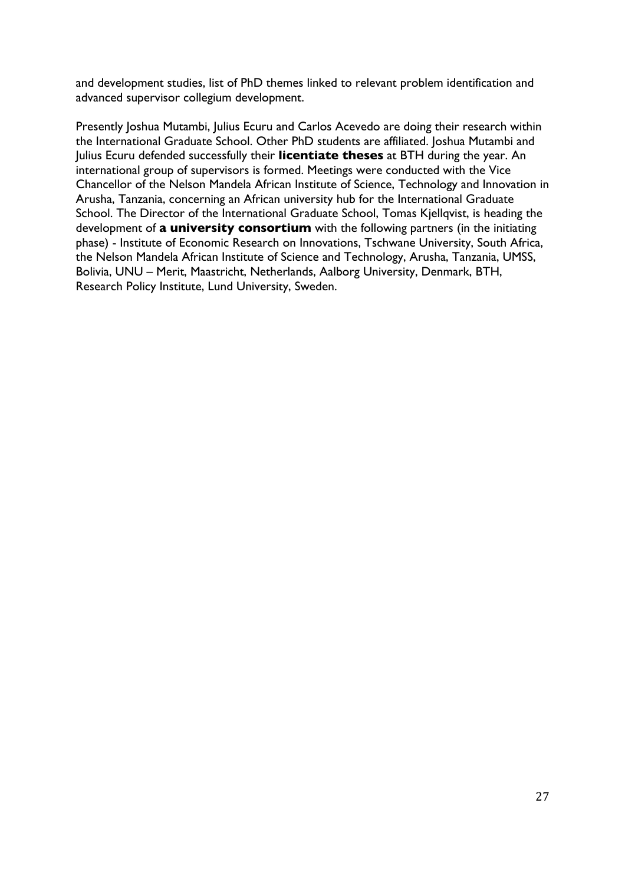and development studies, list of PhD themes linked to relevant problem identification and advanced supervisor collegium development.

Presently Joshua Mutambi, Julius Ecuru and Carlos Acevedo are doing their research within the International Graduate School. Other PhD students are affiliated. Joshua Mutambi and Julius Ecuru defended successfully their **licentiate theses** at BTH during the year. An international group of supervisors is formed. Meetings were conducted with the Vice Chancellor of the Nelson Mandela African Institute of Science, Technology and Innovation in Arusha, Tanzania, concerning an African university hub for the International Graduate School. The Director of the International Graduate School, Tomas Kjellqvist, is heading the development of **a university consortium** with the following partners (in the initiating phase) - Institute of Economic Research on Innovations, Tschwane University, South Africa, the Nelson Mandela African Institute of Science and Technology, Arusha, Tanzania, UMSS, Bolivia, UNU – Merit, Maastricht, Netherlands, Aalborg University, Denmark, BTH, Research Policy Institute, Lund University, Sweden.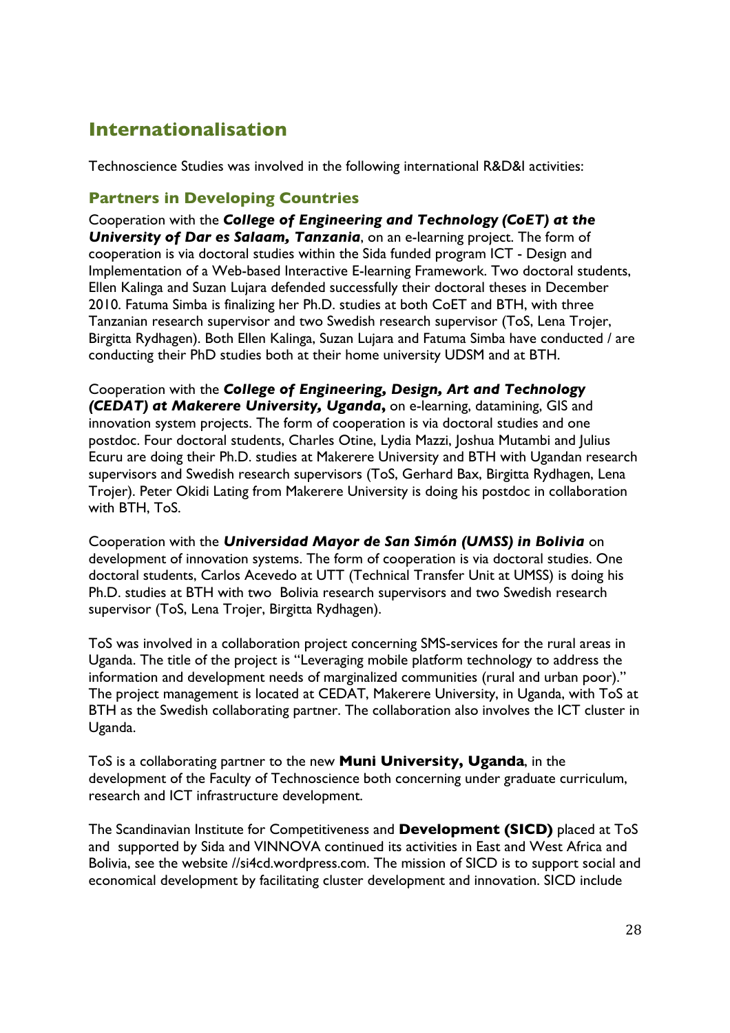## Internationalisation

Technoscience Studies was involved in the following international R&D&I activities:

### Partners in Developing Countries

Cooperation with the ***College of Engineering and Technology (CoET) at the University of Dar es Salaam, Tanzania***, on an e-learning project. The form of cooperation is via doctoral studies within the Sida funded program ICT - Design and Implementation of a Web-based Interactive E-learning Framework. Two doctoral students, Ellen Kalinga and Suzan Lujara defended successfully their doctoral theses in December 2010. Fatuma Simba is finalizing her Ph.D. studies at both CoET and BTH, with three Tanzanian research supervisor and two Swedish research supervisor (ToS, Lena Trojer, Birgitta Rydhagen). Both Ellen Kalinga, Suzan Lujara and Fatuma Simba have conducted / are conducting their PhD studies both at their home university UDSM and at BTH.

Cooperation with the ***College of Engineering, Design, Art and Technology (CEDAT) at Makerere University, Uganda,*** on e-learning, datamining, GIS and innovation system projects. The form of cooperation is via doctoral studies and one postdoc. Four doctoral students, Charles Otine, Lydia Mazzi, Joshua Mutambi and Julius Ecuru are doing their Ph.D. studies at Makerere University and BTH with Ugandan research supervisors and Swedish research supervisors (ToS, Gerhard Bax, Birgitta Rydhagen, Lena Trojer). Peter Okidi Lating from Makerere University is doing his postdoc in collaboration with BTH, ToS.

Cooperation with the ***Universidad Mayor de San Simón (UMSS) in Bolivia*** on development of innovation systems. The form of cooperation is via doctoral studies. One doctoral students, Carlos Acevedo at UTT (Technical Transfer Unit at UMSS) is doing his Ph.D. studies at BTH with two Bolivia research supervisors and two Swedish research supervisor (ToS, Lena Trojer, Birgitta Rydhagen).

ToS was involved in a collaboration project concerning SMS-services for the rural areas in Uganda. The title of the project is "Leveraging mobile platform technology to address the information and development needs of marginalized communities (rural and urban poor)." The project management is located at CEDAT, Makerere University, in Uganda, with ToS at BTH as the Swedish collaborating partner. The collaboration also involves the ICT cluster in Uganda.

ToS is a collaborating partner to the new **Muni University, Uganda**, in the development of the Faculty of Technoscience both concerning under graduate curriculum, research and ICT infrastructure development.

The Scandinavian Institute for Competitiveness and **Development (SICD)** placed at ToS and supported by Sida and VINNOVA continued its activities in East and West Africa and Bolivia, see the website //si4cd.wordpress.com. The mission of SICD is to support social and economical development by facilitating cluster development and innovation. SICD include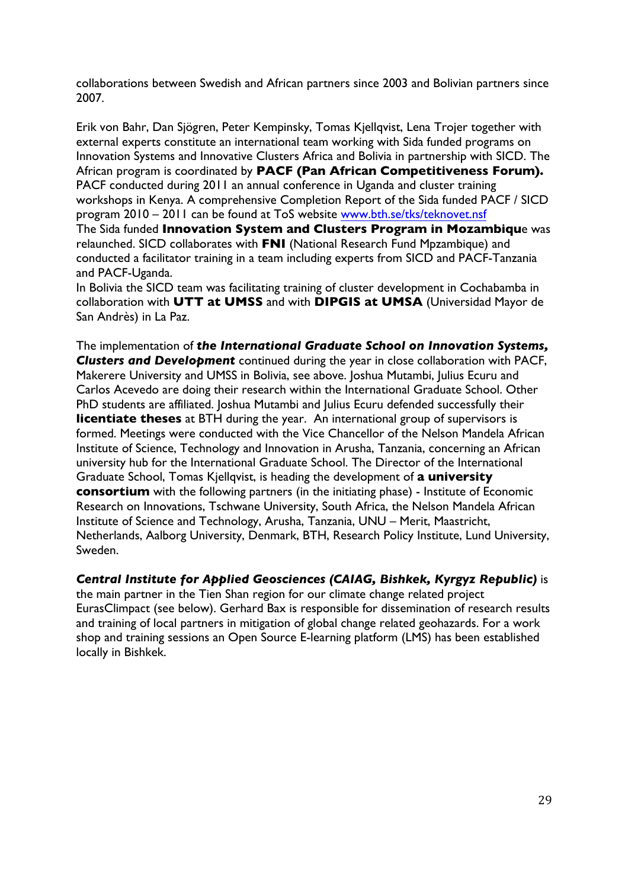collaborations between Swedish and African partners since 2003 and Bolivian partners since 2007.

Erik von Bahr, Dan Sjögren, Peter Kempinsky, Tomas Kjellqvist, Lena Trojer together with external experts constitute an international team working with Sida funded programs on Innovation Systems and Innovative Clusters Africa and Bolivia in partnership with SICD. The African program is coordinated by **PACF (Pan African Competitiveness Forum).** PACF conducted during 2011 an annual conference in Uganda and cluster training workshops in Kenya. A comprehensive Completion Report of the Sida funded PACF / SICD program 2010 – 2011 can be found at ToS website [www.bth.se/tks/teknovet.nsf](www.bth.se/tks/teknovet.nsf)
The Sida funded **Innovation System and Clusters Program in Mozambiqu**e was relaunched. SICD collaborates with **FNI** (National Research Fund Mpzambique) and conducted a facilitator training in a team including experts from SICD and PACF-Tanzania and PACF-Uganda.
In Bolivia the SICD team was facilitating training of cluster development in Cochabamba in collaboration with **UTT at UMSS** and with **DIPGIS at UMSA** (Universidad Mayor de San Andrès) in La Paz.

The implementation of ***the International Graduate School on Innovation Systems, Clusters and Development*** continued during the year in close collaboration with PACF, Makerere University and UMSS in Bolivia, see above. Joshua Mutambi, Julius Ecuru and Carlos Acevedo are doing their research within the International Graduate School. Other PhD students are affiliated. Joshua Mutambi and Julius Ecuru defended successfully their **licentiate theses** at BTH during the year. An international group of supervisors is formed. Meetings were conducted with the Vice Chancellor of the Nelson Mandela African Institute of Science, Technology and Innovation in Arusha, Tanzania, concerning an African university hub for the International Graduate School. The Director of the International Graduate School, Tomas Kjellqvist, is heading the development of **a university consortium** with the following partners (in the initiating phase) - Institute of Economic Research on Innovations, Tschwane University, South Africa, the Nelson Mandela African Institute of Science and Technology, Arusha, Tanzania, UNU – Merit, Maastricht, Netherlands, Aalborg University, Denmark, BTH, Research Policy Institute, Lund University, Sweden.

***Central Institute for Applied Geosciences (CAIAG, Bishkek, Kyrgyz Republic)*** is the main partner in the Tien Shan region for our climate change related project EurasClimpact (see below). Gerhard Bax is responsible for dissemination of research results and training of local partners in mitigation of global change related geohazards. For a work shop and training sessions an Open Source E-learning platform (LMS) has been established locally in Bishkek.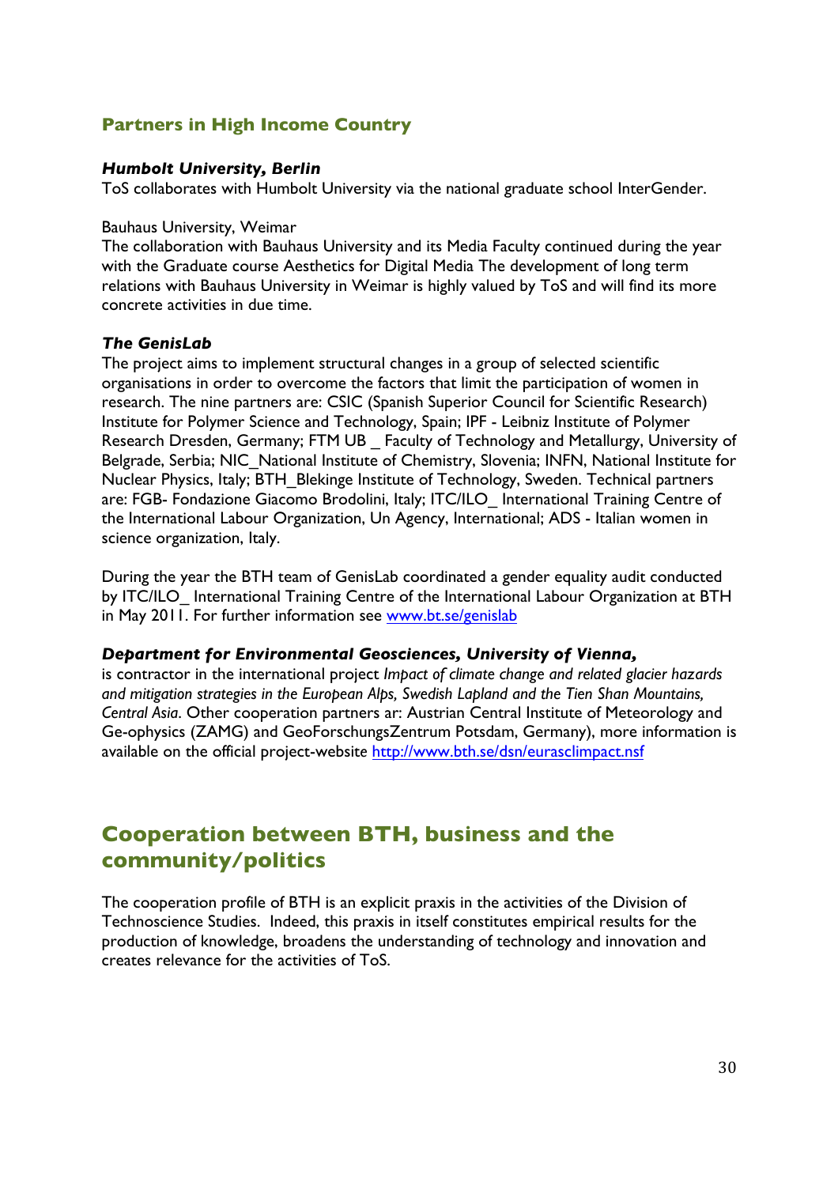## Partners in High Income Country

***Humbolt University, Berlin***

ToS collaborates with Humbolt University via the national graduate school InterGender.

Bauhaus University, Weimar

The collaboration with Bauhaus University and its Media Faculty continued during the year with the Graduate course Aesthetics for Digital Media The development of long term relations with Bauhaus University in Weimar is highly valued by ToS and will find its more concrete activities in due time.

***The GenisLab***

The project aims to implement structural changes in a group of selected scientific organisations in order to overcome the factors that limit the participation of women in research. The nine partners are: CSIC (Spanish Superior Council for Scientific Research) Institute for Polymer Science and Technology, Spain; IPF - Leibniz Institute of Polymer Research Dresden, Germany; FTM UB _ Faculty of Technology and Metallurgy, University of Belgrade, Serbia; NIC_National Institute of Chemistry, Slovenia; INFN, National Institute for Nuclear Physics, Italy; BTH_Blekinge Institute of Technology, Sweden. Technical partners are: FGB- Fondazione Giacomo Brodolini, Italy; ITC/ILO_ International Training Centre of the International Labour Organization, Un Agency, International; ADS - Italian women in science organization, Italy.

During the year the BTH team of GenisLab coordinated a gender equality audit conducted by ITC/ILO_ International Training Centre of the International Labour Organization at BTH in May 2011. For further information see [www.bt.se/genislab](www.bt.se/genislab)

***Department for Environmental Geosciences, University of Vienna,***

is contractor in the international project *Impact of climate change and related glacier hazards and mitigation strategies in the European Alps, Swedish Lapland and the Tien Shan Mountains, Central Asia*. Other cooperation partners ar: Austrian Central Institute of Meteorology and Ge-ophysics (ZAMG) and GeoForschungsZentrum Potsdam, Germany), more information is available on the official project-website [http://www.bth.se/dsn/eurasclimpact.nsf](http://www.bth.se/dsn/eurasclimpact.nsf)

# Cooperation between BTH, business and the community/politics

The cooperation profile of BTH is an explicit praxis in the activities of the Division of Technoscience Studies. Indeed, this praxis in itself constitutes empirical results for the production of knowledge, broadens the understanding of technology and innovation and creates relevance for the activities of ToS.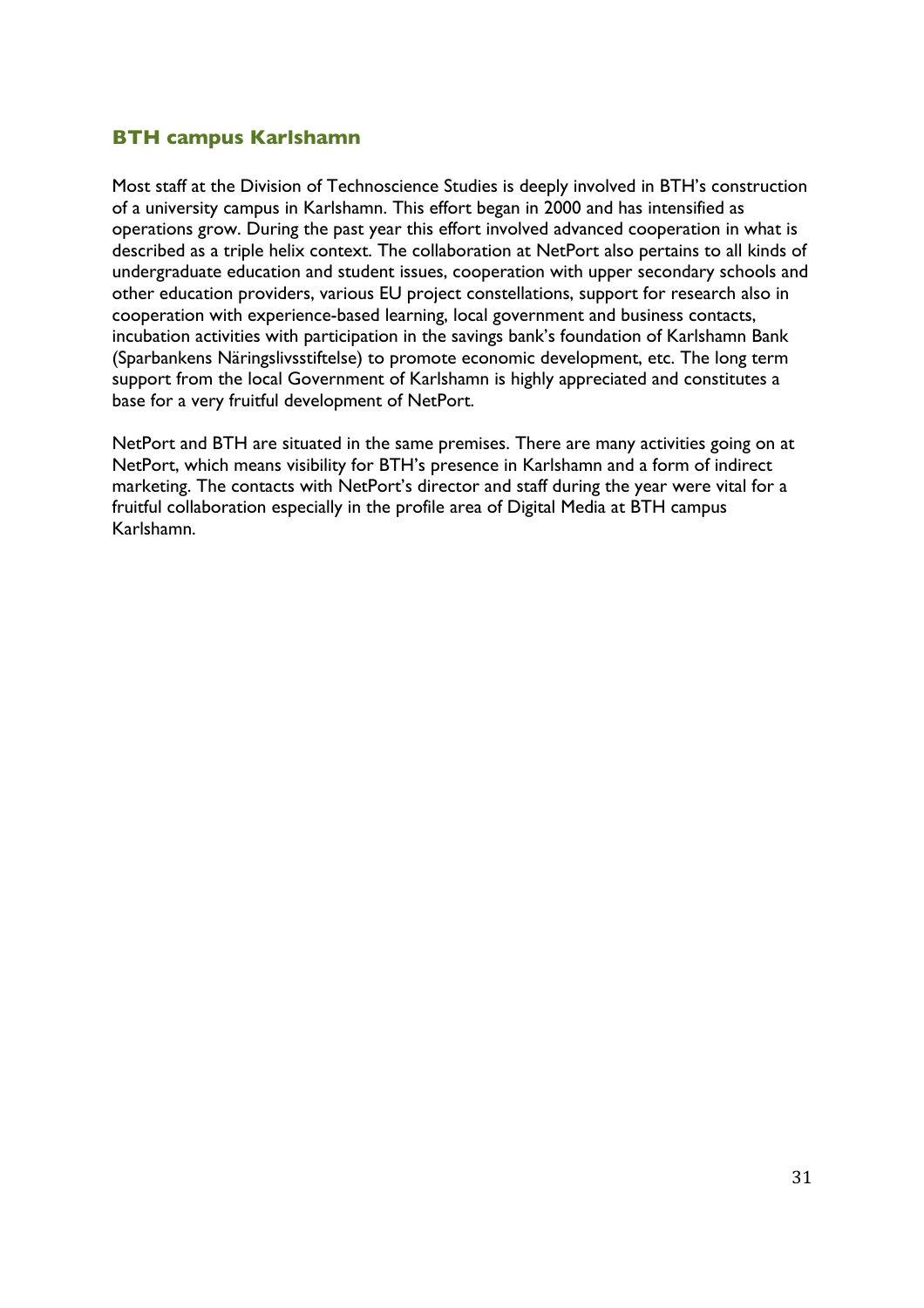## BTH campus Karlshamn

Most staff at the Division of Technoscience Studies is deeply involved in BTH's construction of a university campus in Karlshamn. This effort began in 2000 and has intensified as operations grow. During the past year this effort involved advanced cooperation in what is described as a triple helix context. The collaboration at NetPort also pertains to all kinds of undergraduate education and student issues, cooperation with upper secondary schools and other education providers, various EU project constellations, support for research also in cooperation with experience-based learning, local government and business contacts, incubation activities with participation in the savings bank's foundation of Karlshamn Bank (Sparbankens Näringslivsstiftelse) to promote economic development, etc. The long term support from the local Government of Karlshamn is highly appreciated and constitutes a base for a very fruitful development of NetPort.

NetPort and BTH are situated in the same premises. There are many activities going on at NetPort, which means visibility for BTH's presence in Karlshamn and a form of indirect marketing. The contacts with NetPort's director and staff during the year were vital for a fruitful collaboration especially in the profile area of Digital Media at BTH campus Karlshamn.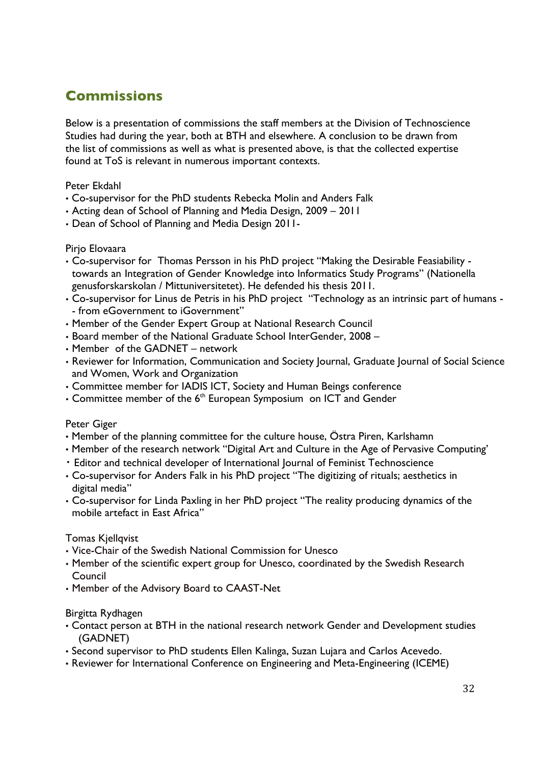## Commissions

Below is a presentation of commissions the staff members at the Division of Technoscience Studies had during the year, both at BTH and elsewhere. A conclusion to be drawn from the list of commissions as well as what is presented above, is that the collected expertise found at ToS is relevant in numerous important contexts.

Peter Ekdahl

- Co-supervisor for the PhD students Rebecka Molin and Anders Falk
- Acting dean of School of Planning and Media Design, 2009 – 2011
- Dean of School of Planning and Media Design 2011-

Pirjo Elovaara

- Co-supervisor for Thomas Persson in his PhD project "Making the Desirable Feasiability - towards an Integration of Gender Knowledge into Informatics Study Programs" (Nationella genusforskarskolan / Mittuniversitetet). He defended his thesis 2011.
- Co-supervisor for Linus de Petris in his PhD project "Technology as an intrinsic part of humans - - from eGovernment to iGovernment"
- Member of the Gender Expert Group at National Research Council
- Board member of the National Graduate School InterGender, 2008 –
- Member of the GADNET – network
- Reviewer for Information, Communication and Society Journal, Graduate Journal of Social Science and Women, Work and Organization
- Committee member for IADIS ICT, Society and Human Beings conference
- Committee member of the 6th European Symposium on ICT and Gender

Peter Giger

- Member of the planning committee for the culture house, Östra Piren, Karlshamn
- Member of the research network "Digital Art and Culture in the Age of Pervasive Computing'
- Editor and technical developer of International Journal of Feminist Technoscience
- Co-supervisor for Anders Falk in his PhD project "The digitizing of rituals; aesthetics in digital media"
- Co-supervisor for Linda Paxling in her PhD project "The reality producing dynamics of the mobile artefact in East Africa"

Tomas Kjellqvist

- Vice-Chair of the Swedish National Commission for Unesco
- Member of the scientific expert group for Unesco, coordinated by the Swedish Research Council
- Member of the Advisory Board to CAAST-Net

Birgitta Rydhagen

- Contact person at BTH in the national research network Gender and Development studies (GADNET)
- Second supervisor to PhD students Ellen Kalinga, Suzan Lujara and Carlos Acevedo.
- Reviewer for International Conference on Engineering and Meta-Engineering (ICEME)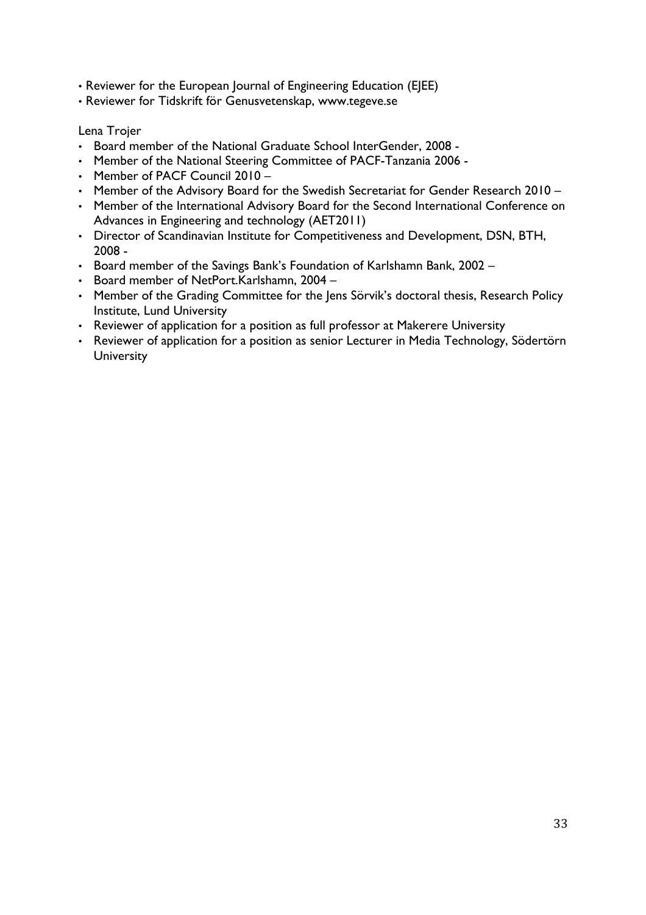- Reviewer for the European Journal of Engineering Education (EJEE)
- Reviewer for Tidskrift för Genusvetenskap, www.tegeve.se

Lena Trojer

- Board member of the National Graduate School InterGender, 2008 -
- Member of the National Steering Committee of PACF-Tanzania 2006 -
- Member of PACF Council 2010 –
- Member of the Advisory Board for the Swedish Secretariat for Gender Research 2010 –
- Member of the International Advisory Board for the Second International Conference on Advances in Engineering and technology (AET2011)
- Director of Scandinavian Institute for Competitiveness and Development, DSN, BTH, 2008 -
- Board member of the Savings Bank's Foundation of Karlshamn Bank, 2002 –
- Board member of NetPort.Karlshamn, 2004 –
- Member of the Grading Committee for the Jens Sörvik's doctoral thesis, Research Policy Institute, Lund University
- Reviewer of application for a position as full professor at Makerere University
- Reviewer of application for a position as senior Lecturer in Media Technology, Södertörn University